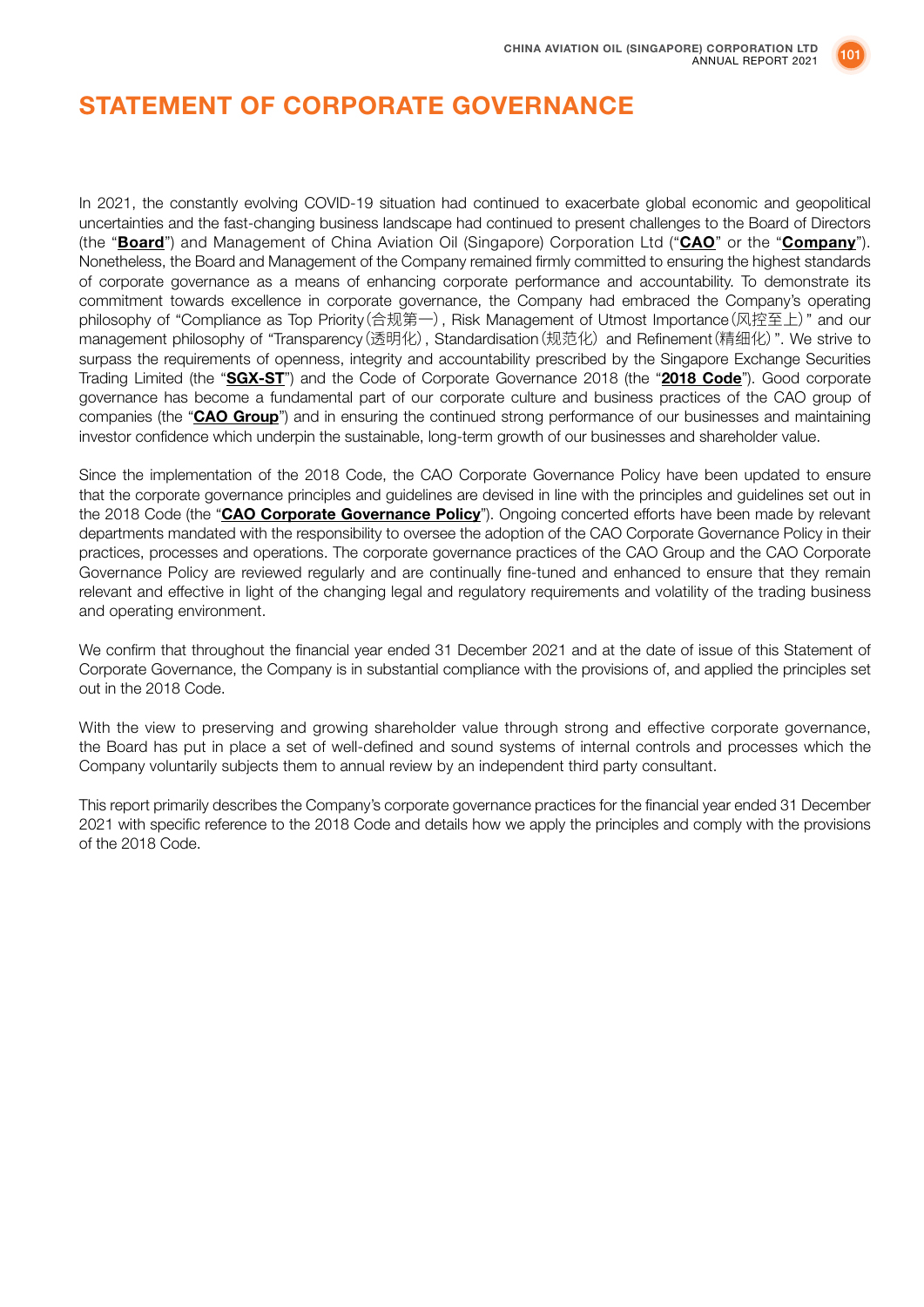# STATEMENT OF CORPORATE GOVERNANCE

In 2021, the constantly evolving COVID-19 situation had continued to exacerbate global economic and geopolitical uncertainties and the fast-changing business landscape had continued to present challenges to the Board of Directors (the "**Board**") and Management of China Aviation Oil (Singapore) Corporation Ltd ("**CAO**" or the "**Company**"). Nonetheless, the Board and Management of the Company remained firmly committed to ensuring the highest standards of corporate governance as a means of enhancing corporate performance and accountability. To demonstrate its commitment towards excellence in corporate governance, the Company had embraced the Company's operating philosophy of "Compliance as Top Priority（合规第一）, Risk Management of Utmost Importance（风控至上）" and our management philosophy of "Transparency（透明化）, Standardisation（规范化） and Refinement（精细化）". We strive to surpass the requirements of openness, integrity and accountability prescribed by the Singapore Exchange Securities Trading Limited (the "**SGX-ST**") and the Code of Corporate Governance 2018 (the "**2018 Code**"). Good corporate governance has become a fundamental part of our corporate culture and business practices of the CAO group of companies (the "**CAO Group**") and in ensuring the continued strong performance of our businesses and maintaining investor confidence which underpin the sustainable, long-term growth of our businesses and shareholder value.

Since the implementation of the 2018 Code, the CAO Corporate Governance Policy have been updated to ensure that the corporate governance principles and guidelines are devised in line with the principles and guidelines set out in the 2018 Code (the "**CAO Corporate Governance Policy**"). Ongoing concerted efforts have been made by relevant departments mandated with the responsibility to oversee the adoption of the CAO Corporate Governance Policy in their practices, processes and operations. The corporate governance practices of the CAO Group and the CAO Corporate Governance Policy are reviewed regularly and are continually fine-tuned and enhanced to ensure that they remain relevant and effective in light of the changing legal and regulatory requirements and volatility of the trading business and operating environment.

We confirm that throughout the financial year ended 31 December 2021 and at the date of issue of this Statement of Corporate Governance, the Company is in substantial compliance with the provisions of, and applied the principles set out in the 2018 Code.

With the view to preserving and growing shareholder value through strong and effective corporate governance, the Board has put in place a set of well-defined and sound systems of internal controls and processes which the Company voluntarily subjects them to annual review by an independent third party consultant.

This report primarily describes the Company's corporate governance practices for the financial year ended 31 December 2021 with specific reference to the 2018 Code and details how we apply the principles and comply with the provisions of the 2018 Code.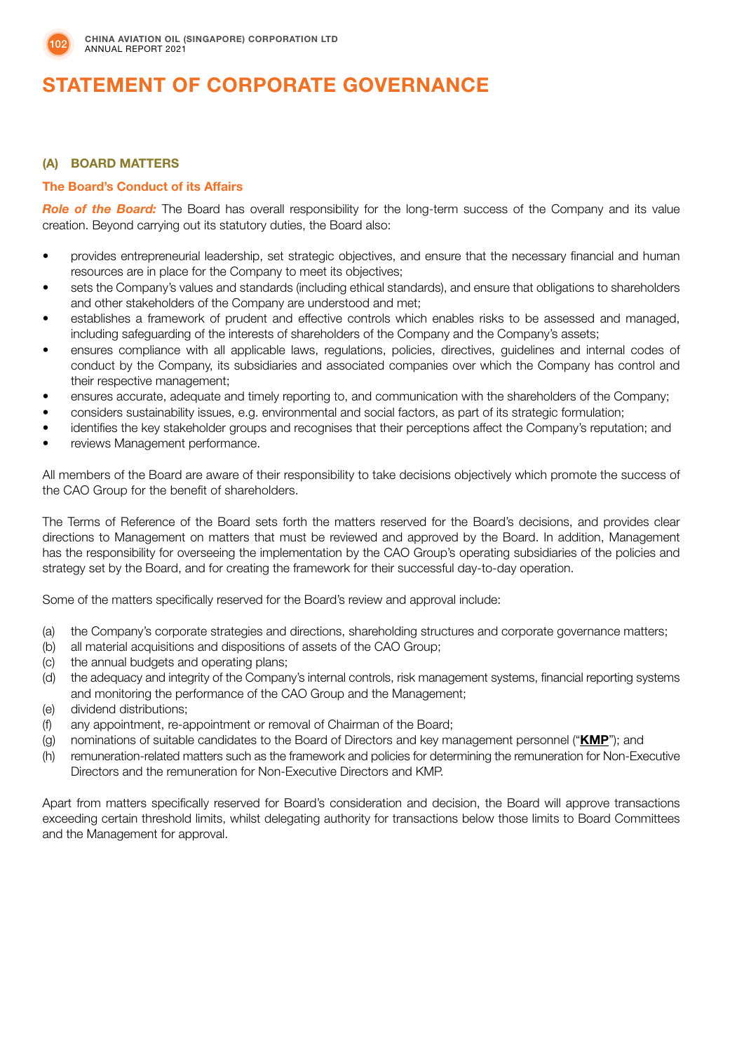# STATEMENT OF CORPORATE GOVERNANCE

## (A) BOARD MATTERS

### The Board's Conduct of its Affairs

***Role of the Board:*** The Board has overall responsibility for the long-term success of the Company and its value creation. Beyond carrying out its statutory duties, the Board also:

- provides entrepreneurial leadership, set strategic objectives, and ensure that the necessary financial and human resources are in place for the Company to meet its objectives;
- sets the Company's values and standards (including ethical standards), and ensure that obligations to shareholders and other stakeholders of the Company are understood and met;
- establishes a framework of prudent and effective controls which enables risks to be assessed and managed, including safeguarding of the interests of shareholders of the Company and the Company's assets;
- ensures compliance with all applicable laws, regulations, policies, directives, guidelines and internal codes of conduct by the Company, its subsidiaries and associated companies over which the Company has control and their respective management;
- ensures accurate, adequate and timely reporting to, and communication with the shareholders of the Company;
- considers sustainability issues, e.g. environmental and social factors, as part of its strategic formulation;
- identifies the key stakeholder groups and recognises that their perceptions affect the Company's reputation; and
- reviews Management performance.

All members of the Board are aware of their responsibility to take decisions objectively which promote the success of the CAO Group for the benefit of shareholders.

The Terms of Reference of the Board sets forth the matters reserved for the Board's decisions, and provides clear directions to Management on matters that must be reviewed and approved by the Board. In addition, Management has the responsibility for overseeing the implementation by the CAO Group's operating subsidiaries of the policies and strategy set by the Board, and for creating the framework for their successful day-to-day operation.

Some of the matters specifically reserved for the Board's review and approval include:

(a) the Company's corporate strategies and directions, shareholding structures and corporate governance matters;
(b) all material acquisitions and dispositions of assets of the CAO Group;
(c) the annual budgets and operating plans;
(d) the adequacy and integrity of the Company's internal controls, risk management systems, financial reporting systems and monitoring the performance of the CAO Group and the Management;
(e) dividend distributions;
(f) any appointment, re-appointment or removal of Chairman of the Board;
(g) nominations of suitable candidates to the Board of Directors and key management personnel ("**KMP**"); and
(h) remuneration-related matters such as the framework and policies for determining the remuneration for Non-Executive Directors and the remuneration for Non-Executive Directors and KMP.

Apart from matters specifically reserved for Board's consideration and decision, the Board will approve transactions exceeding certain threshold limits, whilst delegating authority for transactions below those limits to Board Committees and the Management for approval.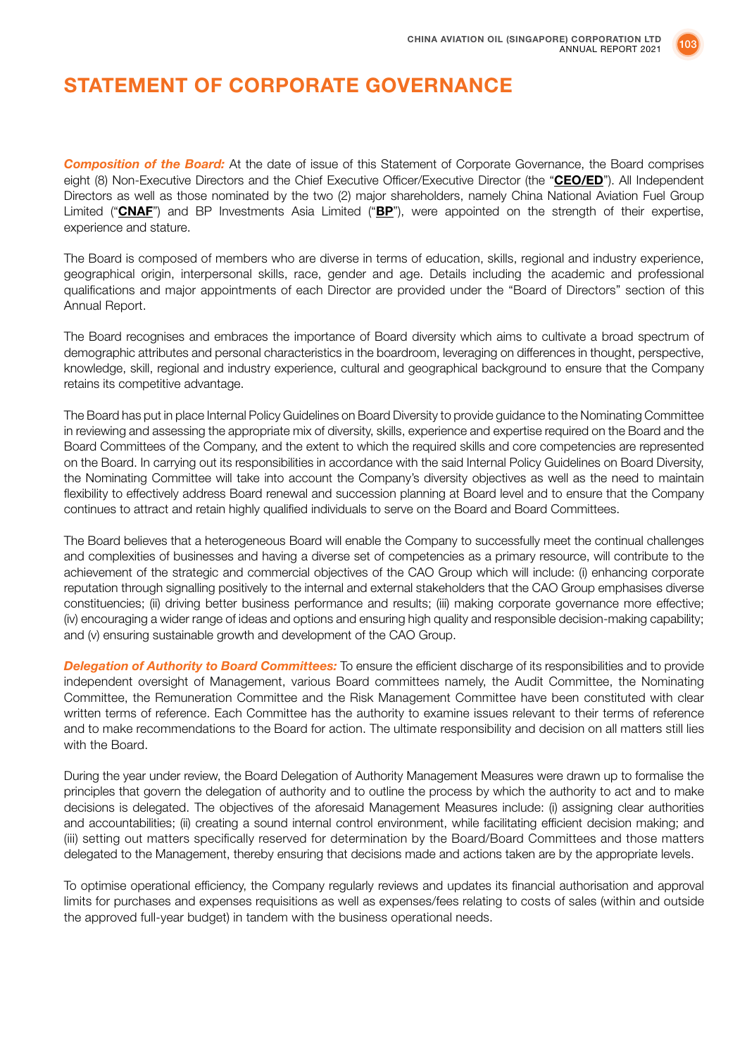# STATEMENT OF CORPORATE GOVERNANCE

***Composition of the Board:*** At the date of issue of this Statement of Corporate Governance, the Board comprises eight (8) Non-Executive Directors and the Chief Executive Officer/Executive Director (the "**CEO/ED**"). All Independent Directors as well as those nominated by the two (2) major shareholders, namely China National Aviation Fuel Group Limited ("**CNAF**") and BP Investments Asia Limited ("**BP**"), were appointed on the strength of their expertise, experience and stature.

The Board is composed of members who are diverse in terms of education, skills, regional and industry experience, geographical origin, interpersonal skills, race, gender and age. Details including the academic and professional qualifications and major appointments of each Director are provided under the "Board of Directors" section of this Annual Report.

The Board recognises and embraces the importance of Board diversity which aims to cultivate a broad spectrum of demographic attributes and personal characteristics in the boardroom, leveraging on differences in thought, perspective, knowledge, skill, regional and industry experience, cultural and geographical background to ensure that the Company retains its competitive advantage.

The Board has put in place Internal Policy Guidelines on Board Diversity to provide guidance to the Nominating Committee in reviewing and assessing the appropriate mix of diversity, skills, experience and expertise required on the Board and the Board Committees of the Company, and the extent to which the required skills and core competencies are represented on the Board. In carrying out its responsibilities in accordance with the said Internal Policy Guidelines on Board Diversity, the Nominating Committee will take into account the Company's diversity objectives as well as the need to maintain flexibility to effectively address Board renewal and succession planning at Board level and to ensure that the Company continues to attract and retain highly qualified individuals to serve on the Board and Board Committees.

The Board believes that a heterogeneous Board will enable the Company to successfully meet the continual challenges and complexities of businesses and having a diverse set of competencies as a primary resource, will contribute to the achievement of the strategic and commercial objectives of the CAO Group which will include: (i) enhancing corporate reputation through signalling positively to the internal and external stakeholders that the CAO Group emphasises diverse constituencies; (ii) driving better business performance and results; (iii) making corporate governance more effective; (iv) encouraging a wider range of ideas and options and ensuring high quality and responsible decision-making capability; and (v) ensuring sustainable growth and development of the CAO Group.

***Delegation of Authority to Board Committees:*** To ensure the efficient discharge of its responsibilities and to provide independent oversight of Management, various Board committees namely, the Audit Committee, the Nominating Committee, the Remuneration Committee and the Risk Management Committee have been constituted with clear written terms of reference. Each Committee has the authority to examine issues relevant to their terms of reference and to make recommendations to the Board for action. The ultimate responsibility and decision on all matters still lies with the Board.

During the year under review, the Board Delegation of Authority Management Measures were drawn up to formalise the principles that govern the delegation of authority and to outline the process by which the authority to act and to make decisions is delegated. The objectives of the aforesaid Management Measures include: (i) assigning clear authorities and accountabilities; (ii) creating a sound internal control environment, while facilitating efficient decision making; and (iii) setting out matters specifically reserved for determination by the Board/Board Committees and those matters delegated to the Management, thereby ensuring that decisions made and actions taken are by the appropriate levels.

To optimise operational efficiency, the Company regularly reviews and updates its financial authorisation and approval limits for purchases and expenses requisitions as well as expenses/fees relating to costs of sales (within and outside the approved full-year budget) in tandem with the business operational needs.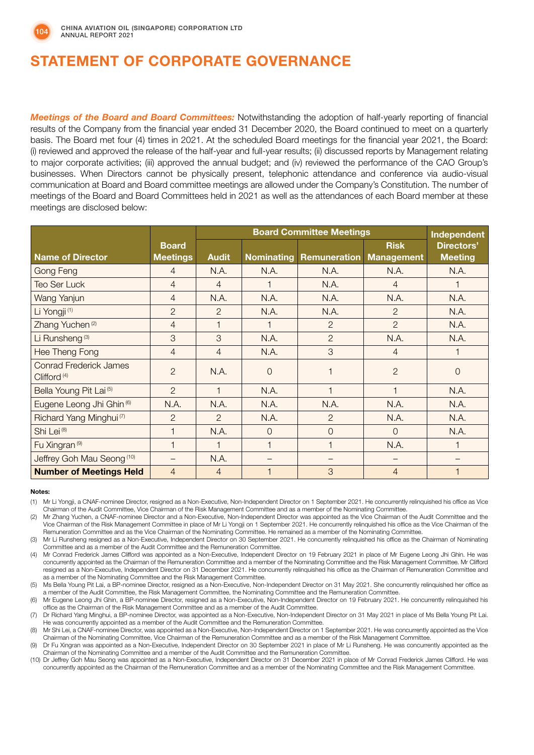# STATEMENT OF CORPORATE GOVERNANCE

***Meetings of the Board and Board Committees:*** Notwithstanding the adoption of half-yearly reporting of financial results of the Company from the financial year ended 31 December 2020, the Board continued to meet on a quarterly basis. The Board met four (4) times in 2021. At the scheduled Board meetings for the financial year 2021, the Board: (i) reviewed and approved the release of the half-year and full-year results; (ii) discussed reports by Management relating to major corporate activities; (iii) approved the annual budget; and (iv) reviewed the performance of the CAO Group's businesses. When Directors cannot be physically present, telephonic attendance and conference via audio-visual communication at Board and Board committee meetings are allowed under the Company's Constitution. The number of meetings of the Board and Board Committees held in 2021 as well as the attendances of each Board member at these meetings are disclosed below:

| Name of Director | Board Meetings | Board Committee Meetings | | | | Independent Directors' Meeting |
|---|---|---|---|---|---|---|
| | | Audit | Nominating | Remuneration | Risk Management | |
| Gong Feng | 4 | N.A. | N.A. | N.A. | N.A. | N.A. |
| Teo Ser Luck | 4 | 4 | 1 | N.A. | 4 | 1 |
| Wang Yanjun | 4 | N.A. | N.A. | N.A. | N.A. | N.A. |
| Li Yongji [(1)] | 2 | 2 | N.A. | N.A. | 2 | N.A. |
| Zhang Yuchen [(2)] | 4 | 1 | 1 | 2 | 2 | N.A. |
| Li Runsheng [(3)] | 3 | 3 | N.A. | 2 | N.A. | N.A. |
| Hee Theng Fong | 4 | 4 | N.A. | 3 | 4 | 1 |
| Conrad Frederick James Clifford [(4)] | 2 | N.A. | 0 | 1 | 2 | 0 |
| Bella Young Pit Lai [(5)] | 2 | 1 | N.A. | 1 | 1 | N.A. |
| Eugene Leong Jhi Ghin [(6)] | N.A. | N.A. | N.A. | N.A. | N.A. | N.A. |
| Richard Yang Minghui [(7)] | 2 | 2 | N.A. | 2 | N.A. | N.A. |
| Shi Lei [(8)] | 1 | N.A. | 0 | 0 | 0 | N.A. |
| Fu Xingran [(9)] | 1 | 1 | 1 | 1 | N.A. | 1 |
| Jeffrey Goh Mau Seong [(10)] | – | N.A. | – | – | – | – |
| **Number of Meetings Held** | 4 | 4 | 1 | 3 | 4 | 1 |

**Notes:**

(1) Mr Li Yongji, a CNAF-nominee Director, resigned as a Non-Executive, Non-Independent Director on 1 September 2021. He concurrently relinquished his office as Vice Chairman of the Audit Committee, Vice Chairman of the Risk Management Committee and as a member of the Nominating Committee.

(2) Mr Zhang Yuchen, a CNAF-nominee Director and a Non-Executive, Non-Independent Director was appointed as the Vice Chairman of the Audit Committee and the Vice Chairman of the Risk Management Committee in place of Mr Li Yongji on 1 September 2021. He concurrently relinquished his office as the Vice Chairman of the Remuneration Committee and as the Vice Chairman of the Nominating Committee. He remained as a member of the Nominating Committee.

(3) Mr Li Runsheng resigned as a Non-Executive, Independent Director on 30 September 2021. He concurrently relinquished his office as the Chairman of Nominating Committee and as a member of the Audit Committee and the Remuneration Committee.

(4) Mr Conrad Frederick James Clifford was appointed as a Non-Executive, Independent Director on 19 February 2021 in place of Mr Eugene Leong Jhi Ghin. He was concurrently appointed as the Chairman of the Remuneration Committee and a member of the Nominating Committee and the Risk Management Committee. Mr Clifford resigned as a Non-Executive, Independent Director on 31 December 2021. He concurrently relinquished his office as the Chairman of Remuneration Committee and as a member of the Nominating Committee and the Risk Management Committee.

(5) Ms Bella Young Pit Lai, a BP-nominee Director, resigned as a Non-Executive, Non-Independent Director on 31 May 2021. She concurrently relinquished her office as a member of the Audit Committee, the Risk Management Committee, the Nominating Committee and the Remuneration Committee.

(6) Mr Eugene Leong Jhi Ghin, a BP-nominee Director, resigned as a Non-Executive, Non-Independent Director on 19 February 2021. He concurrently relinquished his office as the Chairman of the Risk Management Committee and as a member of the Audit Committee.

(7) Dr Richard Yang Minghui, a BP-nominee Director, was appointed as a Non-Executive, Non-Independent Director on 31 May 2021 in place of Ms Bella Young Pit Lai. He was concurrently appointed as a member of the Audit Committee and the Remuneration Committee.

(8) Mr Shi Lei, a CNAF-nominee Director, was appointed as a Non-Executive, Non-Independent Director on 1 September 2021. He was concurrently appointed as the Vice Chairman of the Nominating Committee, Vice Chairman of the Remuneration Committee and as a member of the Risk Management Committee.

(9) Dr Fu Xingran was appointed as a Non-Executive, Independent Director on 30 September 2021 in place of Mr Li Runsheng. He was concurrently appointed as the Chairman of the Nominating Committee and a member of the Audit Committee and the Remuneration Committee.

(10) Dr Jeffrey Goh Mau Seong was appointed as a Non-Executive, Independent Director on 31 December 2021 in place of Mr Conrad Frederick James Clifford. He was concurrently appointed as the Chairman of the Remuneration Committee and as a member of the Nominating Committee and the Risk Management Committee.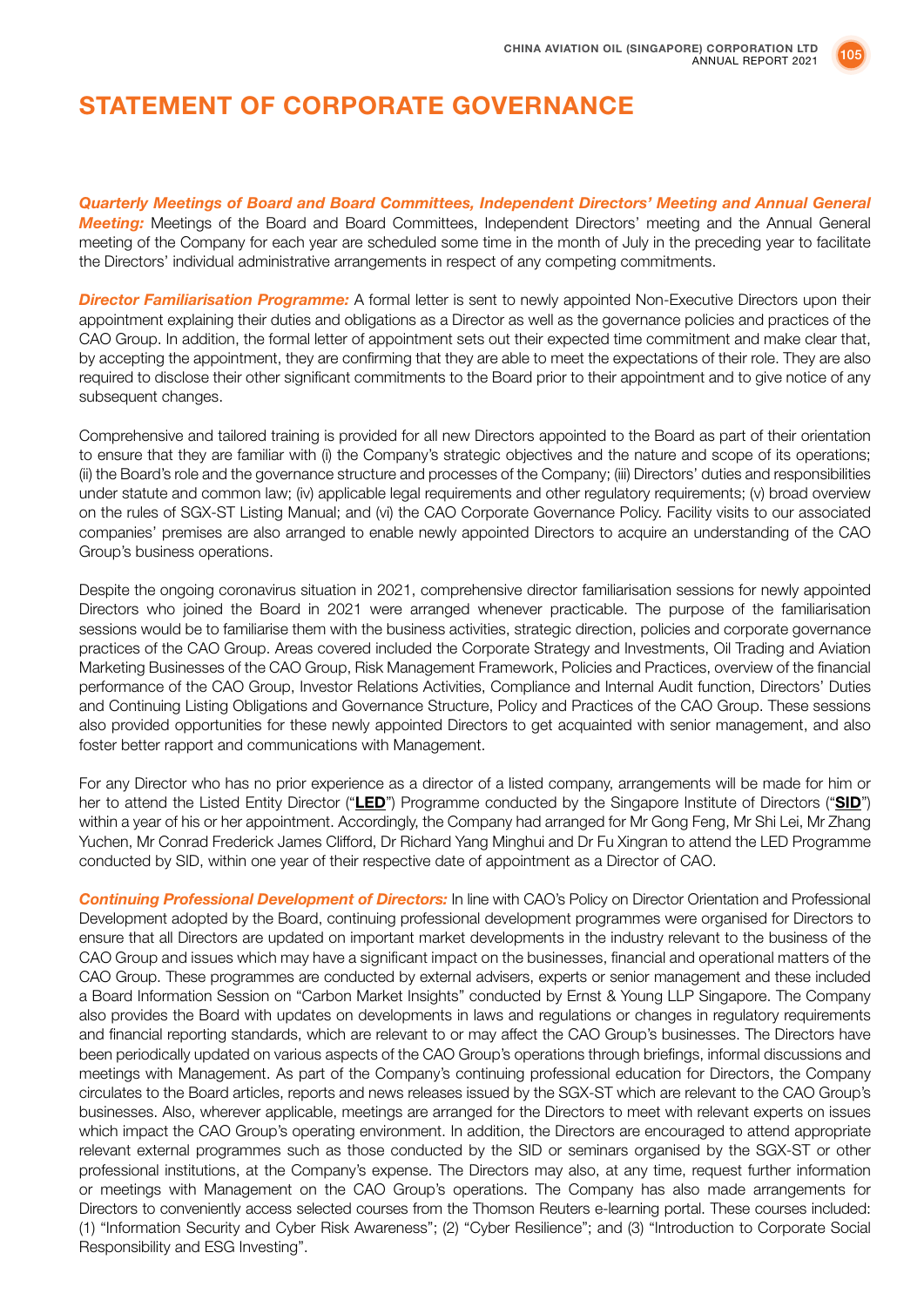# STATEMENT OF CORPORATE GOVERNANCE

***Quarterly Meetings of Board and Board Committees, Independent Directors' Meeting and Annual General Meeting:*** Meetings of the Board and Board Committees, Independent Directors' meeting and the Annual General meeting of the Company for each year are scheduled some time in the month of July in the preceding year to facilitate the Directors' individual administrative arrangements in respect of any competing commitments.

***Director Familiarisation Programme:*** A formal letter is sent to newly appointed Non-Executive Directors upon their appointment explaining their duties and obligations as a Director as well as the governance policies and practices of the CAO Group. In addition, the formal letter of appointment sets out their expected time commitment and make clear that, by accepting the appointment, they are confirming that they are able to meet the expectations of their role. They are also required to disclose their other significant commitments to the Board prior to their appointment and to give notice of any subsequent changes.

Comprehensive and tailored training is provided for all new Directors appointed to the Board as part of their orientation to ensure that they are familiar with (i) the Company's strategic objectives and the nature and scope of its operations; (ii) the Board's role and the governance structure and processes of the Company; (iii) Directors' duties and responsibilities under statute and common law; (iv) applicable legal requirements and other regulatory requirements; (v) broad overview on the rules of SGX-ST Listing Manual; and (vi) the CAO Corporate Governance Policy. Facility visits to our associated companies' premises are also arranged to enable newly appointed Directors to acquire an understanding of the CAO Group's business operations.

Despite the ongoing coronavirus situation in 2021, comprehensive director familiarisation sessions for newly appointed Directors who joined the Board in 2021 were arranged whenever practicable. The purpose of the familiarisation sessions would be to familiarise them with the business activities, strategic direction, policies and corporate governance practices of the CAO Group. Areas covered included the Corporate Strategy and Investments, Oil Trading and Aviation Marketing Businesses of the CAO Group, Risk Management Framework, Policies and Practices, overview of the financial performance of the CAO Group, Investor Relations Activities, Compliance and Internal Audit function, Directors' Duties and Continuing Listing Obligations and Governance Structure, Policy and Practices of the CAO Group. These sessions also provided opportunities for these newly appointed Directors to get acquainted with senior management, and also foster better rapport and communications with Management.

For any Director who has no prior experience as a director of a listed company, arrangements will be made for him or her to attend the Listed Entity Director ("**LED**") Programme conducted by the Singapore Institute of Directors ("**SID**") within a year of his or her appointment. Accordingly, the Company had arranged for Mr Gong Feng, Mr Shi Lei, Mr Zhang Yuchen, Mr Conrad Frederick James Clifford, Dr Richard Yang Minghui and Dr Fu Xingran to attend the LED Programme conducted by SID, within one year of their respective date of appointment as a Director of CAO.

***Continuing Professional Development of Directors:*** In line with CAO's Policy on Director Orientation and Professional Development adopted by the Board, continuing professional development programmes were organised for Directors to ensure that all Directors are updated on important market developments in the industry relevant to the business of the CAO Group and issues which may have a significant impact on the businesses, financial and operational matters of the CAO Group. These programmes are conducted by external advisers, experts or senior management and these included a Board Information Session on "Carbon Market Insights" conducted by Ernst & Young LLP Singapore. The Company also provides the Board with updates on developments in laws and regulations or changes in regulatory requirements and financial reporting standards, which are relevant to or may affect the CAO Group's businesses. The Directors have been periodically updated on various aspects of the CAO Group's operations through briefings, informal discussions and meetings with Management. As part of the Company's continuing professional education for Directors, the Company circulates to the Board articles, reports and news releases issued by the SGX-ST which are relevant to the CAO Group's businesses. Also, wherever applicable, meetings are arranged for the Directors to meet with relevant experts on issues which impact the CAO Group's operating environment. In addition, the Directors are encouraged to attend appropriate relevant external programmes such as those conducted by the SID or seminars organised by the SGX-ST or other professional institutions, at the Company's expense. The Directors may also, at any time, request further information or meetings with Management on the CAO Group's operations. The Company has also made arrangements for Directors to conveniently access selected courses from the Thomson Reuters e-learning portal. These courses included: (1) "Information Security and Cyber Risk Awareness"; (2) "Cyber Resilience"; and (3) "Introduction to Corporate Social Responsibility and ESG Investing".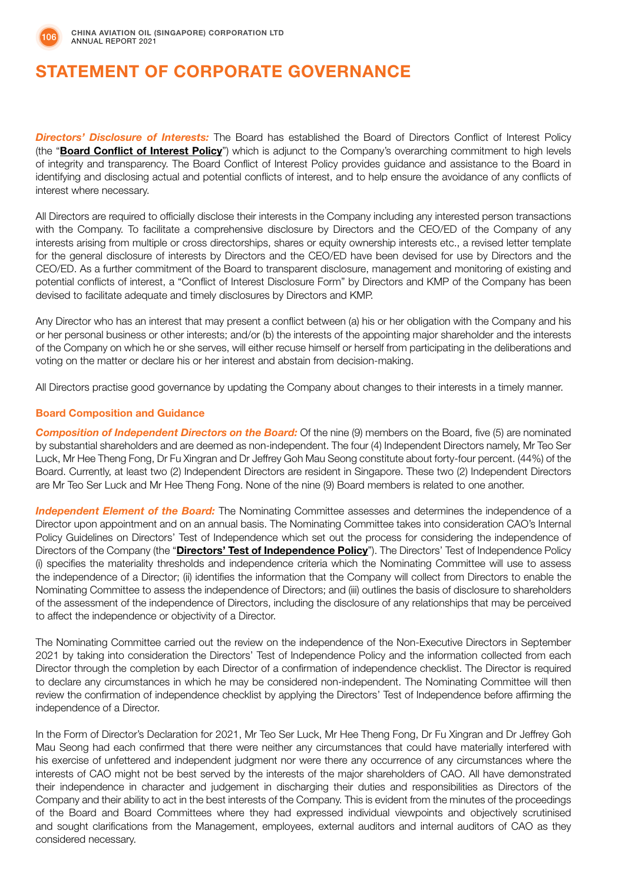# STATEMENT OF CORPORATE GOVERNANCE

***Directors' Disclosure of Interests:*** The Board has established the Board of Directors Conflict of Interest Policy (the "**Board Conflict of Interest Policy**") which is adjunct to the Company's overarching commitment to high levels of integrity and transparency. The Board Conflict of Interest Policy provides guidance and assistance to the Board in identifying and disclosing actual and potential conflicts of interest, and to help ensure the avoidance of any conflicts of interest where necessary.

All Directors are required to officially disclose their interests in the Company including any interested person transactions with the Company. To facilitate a comprehensive disclosure by Directors and the CEO/ED of the Company of any interests arising from multiple or cross directorships, shares or equity ownership interests etc., a revised letter template for the general disclosure of interests by Directors and the CEO/ED have been devised for use by Directors and the CEO/ED. As a further commitment of the Board to transparent disclosure, management and monitoring of existing and potential conflicts of interest, a "Conflict of Interest Disclosure Form" by Directors and KMP of the Company has been devised to facilitate adequate and timely disclosures by Directors and KMP.

Any Director who has an interest that may present a conflict between (a) his or her obligation with the Company and his or her personal business or other interests; and/or (b) the interests of the appointing major shareholder and the interests of the Company on which he or she serves, will either recuse himself or herself from participating in the deliberations and voting on the matter or declare his or her interest and abstain from decision-making.

All Directors practise good governance by updating the Company about changes to their interests in a timely manner.

### Board Composition and Guidance

***Composition of Independent Directors on the Board:*** Of the nine (9) members on the Board, five (5) are nominated by substantial shareholders and are deemed as non-independent. The four (4) Independent Directors namely, Mr Teo Ser Luck, Mr Hee Theng Fong, Dr Fu Xingran and Dr Jeffrey Goh Mau Seong constitute about forty-four percent. (44%) of the Board. Currently, at least two (2) Independent Directors are resident in Singapore. These two (2) Independent Directors are Mr Teo Ser Luck and Mr Hee Theng Fong. None of the nine (9) Board members is related to one another.

***Independent Element of the Board:*** The Nominating Committee assesses and determines the independence of a Director upon appointment and on an annual basis. The Nominating Committee takes into consideration CAO's Internal Policy Guidelines on Directors' Test of Independence which set out the process for considering the independence of Directors of the Company (the "**Directors' Test of Independence Policy**"). The Directors' Test of Independence Policy (i) specifies the materiality thresholds and independence criteria which the Nominating Committee will use to assess the independence of a Director; (ii) identifies the information that the Company will collect from Directors to enable the Nominating Committee to assess the independence of Directors; and (iii) outlines the basis of disclosure to shareholders of the assessment of the independence of Directors, including the disclosure of any relationships that may be perceived to affect the independence or objectivity of a Director.

The Nominating Committee carried out the review on the independence of the Non-Executive Directors in September 2021 by taking into consideration the Directors' Test of Independence Policy and the information collected from each Director through the completion by each Director of a confirmation of independence checklist. The Director is required to declare any circumstances in which he may be considered non-independent. The Nominating Committee will then review the confirmation of independence checklist by applying the Directors' Test of Independence before affirming the independence of a Director.

In the Form of Director's Declaration for 2021, Mr Teo Ser Luck, Mr Hee Theng Fong, Dr Fu Xingran and Dr Jeffrey Goh Mau Seong had each confirmed that there were neither any circumstances that could have materially interfered with his exercise of unfettered and independent judgment nor were there any occurrence of any circumstances where the interests of CAO might not be best served by the interests of the major shareholders of CAO. All have demonstrated their independence in character and judgement in discharging their duties and responsibilities as Directors of the Company and their ability to act in the best interests of the Company. This is evident from the minutes of the proceedings of the Board and Board Committees where they had expressed individual viewpoints and objectively scrutinised and sought clarifications from the Management, employees, external auditors and internal auditors of CAO as they considered necessary.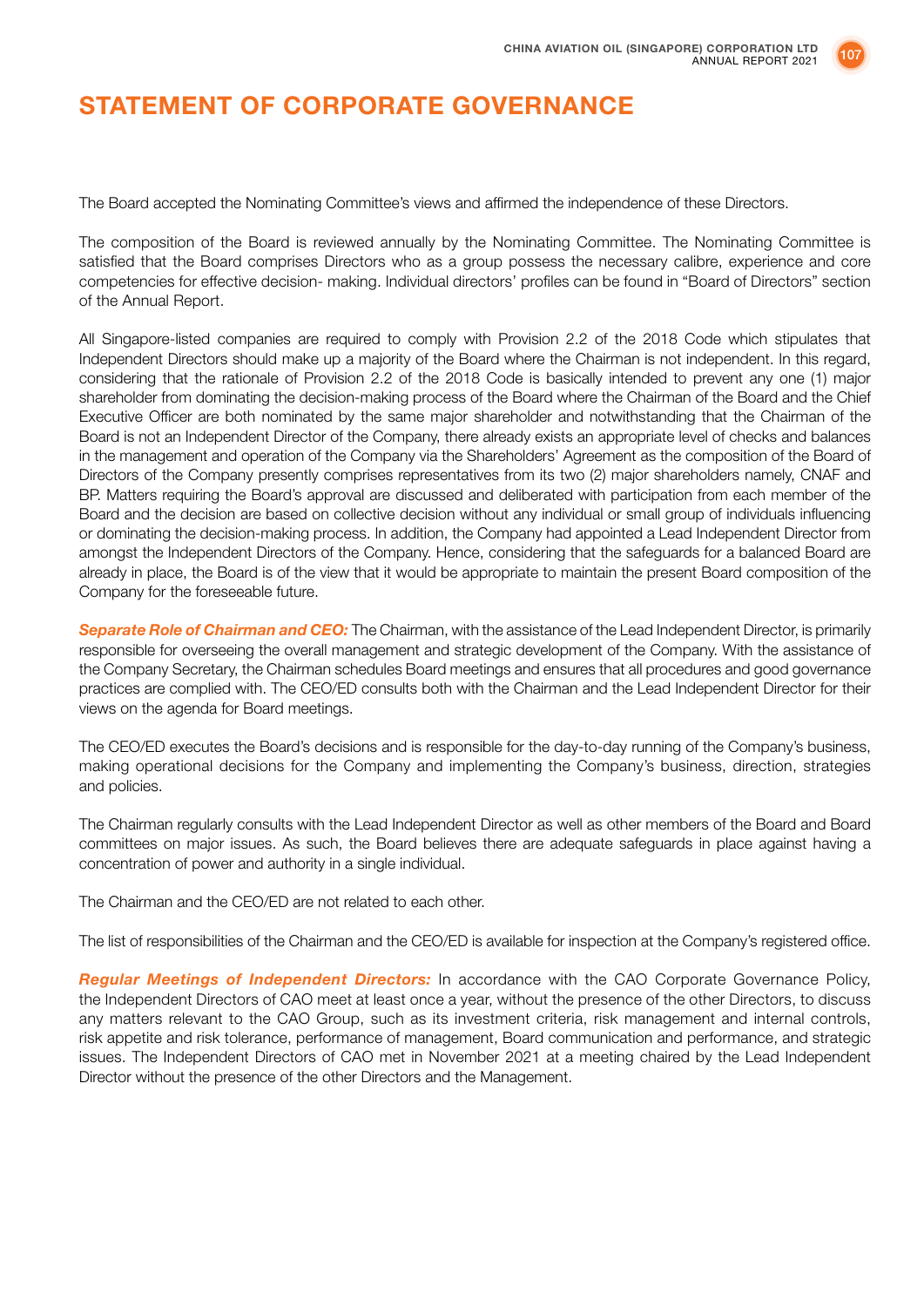# STATEMENT OF CORPORATE GOVERNANCE

The Board accepted the Nominating Committee's views and affirmed the independence of these Directors.

The composition of the Board is reviewed annually by the Nominating Committee. The Nominating Committee is satisfied that the Board comprises Directors who as a group possess the necessary calibre, experience and core competencies for effective decision- making. Individual directors' profiles can be found in "Board of Directors" section of the Annual Report.

All Singapore-listed companies are required to comply with Provision 2.2 of the 2018 Code which stipulates that Independent Directors should make up a majority of the Board where the Chairman is not independent. In this regard, considering that the rationale of Provision 2.2 of the 2018 Code is basically intended to prevent any one (1) major shareholder from dominating the decision-making process of the Board where the Chairman of the Board and the Chief Executive Officer are both nominated by the same major shareholder and notwithstanding that the Chairman of the Board is not an Independent Director of the Company, there already exists an appropriate level of checks and balances in the management and operation of the Company via the Shareholders' Agreement as the composition of the Board of Directors of the Company presently comprises representatives from its two (2) major shareholders namely, CNAF and BP. Matters requiring the Board's approval are discussed and deliberated with participation from each member of the Board and the decision are based on collective decision without any individual or small group of individuals influencing or dominating the decision-making process. In addition, the Company had appointed a Lead Independent Director from amongst the Independent Directors of the Company. Hence, considering that the safeguards for a balanced Board are already in place, the Board is of the view that it would be appropriate to maintain the present Board composition of the Company for the foreseeable future.

***Separate Role of Chairman and CEO:*** The Chairman, with the assistance of the Lead Independent Director, is primarily responsible for overseeing the overall management and strategic development of the Company. With the assistance of the Company Secretary, the Chairman schedules Board meetings and ensures that all procedures and good governance practices are complied with. The CEO/ED consults both with the Chairman and the Lead Independent Director for their views on the agenda for Board meetings.

The CEO/ED executes the Board's decisions and is responsible for the day-to-day running of the Company's business, making operational decisions for the Company and implementing the Company's business, direction, strategies and policies.

The Chairman regularly consults with the Lead Independent Director as well as other members of the Board and Board committees on major issues. As such, the Board believes there are adequate safeguards in place against having a concentration of power and authority in a single individual.

The Chairman and the CEO/ED are not related to each other.

The list of responsibilities of the Chairman and the CEO/ED is available for inspection at the Company's registered office.

***Regular Meetings of Independent Directors:*** In accordance with the CAO Corporate Governance Policy, the Independent Directors of CAO meet at least once a year, without the presence of the other Directors, to discuss any matters relevant to the CAO Group, such as its investment criteria, risk management and internal controls, risk appetite and risk tolerance, performance of management, Board communication and performance, and strategic issues. The Independent Directors of CAO met in November 2021 at a meeting chaired by the Lead Independent Director without the presence of the other Directors and the Management.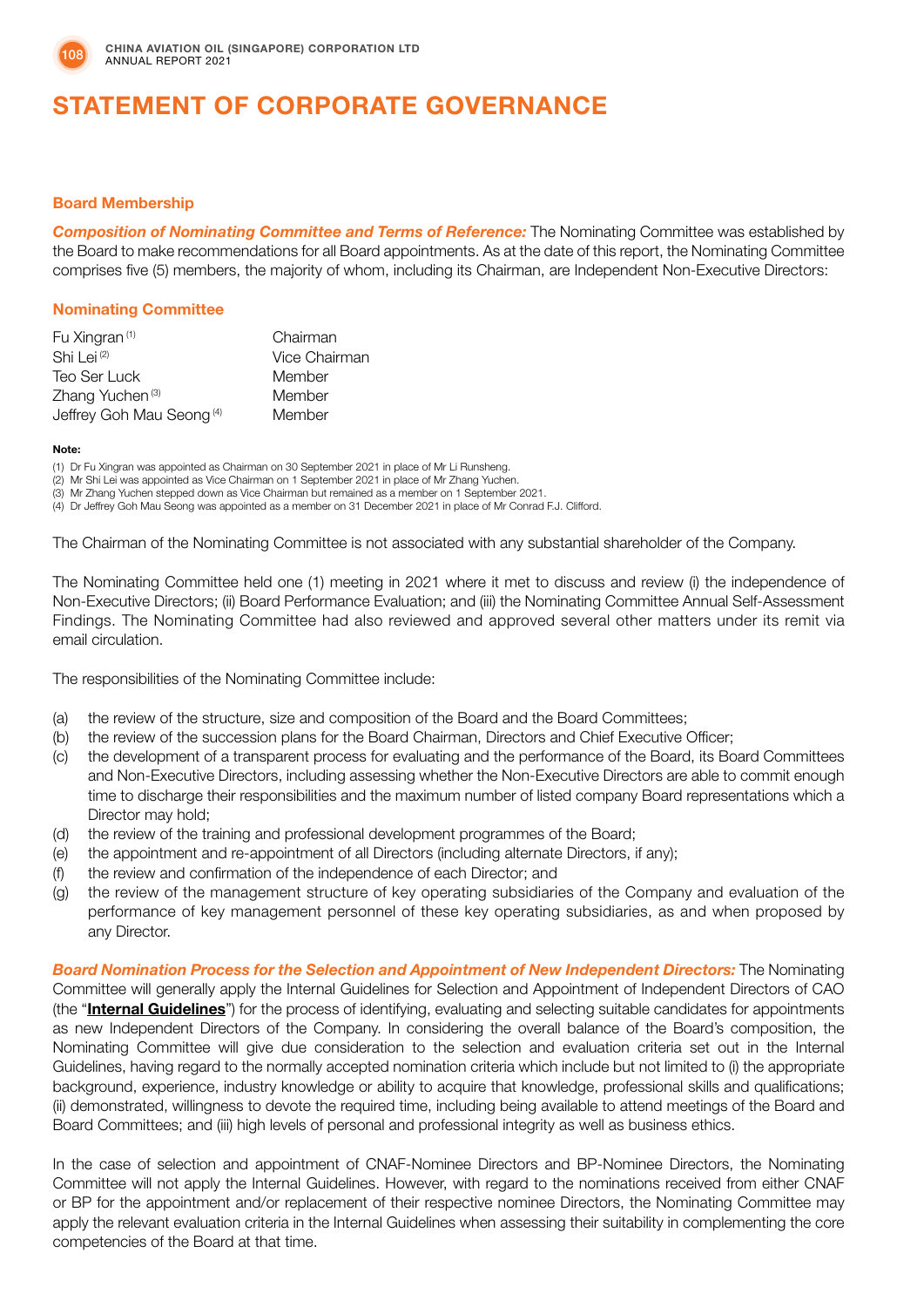# STATEMENT OF CORPORATE GOVERNANCE

### Board Membership

***Composition of Nominating Committee and Terms of Reference:*** The Nominating Committee was established by the Board to make recommendations for all Board appointments. As at the date of this report, the Nominating Committee comprises five (5) members, the majority of whom, including its Chairman, are Independent Non-Executive Directors:

### Nominating Committee

| | |
|---|---|
| Fu Xingran [(1)] | Chairman |
| Shi Lei [(2)] | Vice Chairman |
| Teo Ser Luck | Member |
| Zhang Yuchen [(3)] | Member |
| Jeffrey Goh Mau Seong [(4)] | Member |

**Note:**

(1) Dr Fu Xingran was appointed as Chairman on 30 September 2021 in place of Mr Li Runsheng.
(2) Mr Shi Lei was appointed as Vice Chairman on 1 September 2021 in place of Mr Zhang Yuchen.
(3) Mr Zhang Yuchen stepped down as Vice Chairman but remained as a member on 1 September 2021.
(4) Dr Jeffrey Goh Mau Seong was appointed as a member on 31 December 2021 in place of Mr Conrad F.J. Clifford.

The Chairman of the Nominating Committee is not associated with any substantial shareholder of the Company.

The Nominating Committee held one (1) meeting in 2021 where it met to discuss and review (i) the independence of Non-Executive Directors; (ii) Board Performance Evaluation; and (iii) the Nominating Committee Annual Self-Assessment Findings. The Nominating Committee had also reviewed and approved several other matters under its remit via email circulation.

The responsibilities of the Nominating Committee include:

(a) the review of the structure, size and composition of the Board and the Board Committees;
(b) the review of the succession plans for the Board Chairman, Directors and Chief Executive Officer;
(c) the development of a transparent process for evaluating and the performance of the Board, its Board Committees and Non-Executive Directors, including assessing whether the Non-Executive Directors are able to commit enough time to discharge their responsibilities and the maximum number of listed company Board representations which a Director may hold;
(d) the review of the training and professional development programmes of the Board;
(e) the appointment and re-appointment of all Directors (including alternate Directors, if any);
(f) the review and confirmation of the independence of each Director; and
(g) the review of the management structure of key operating subsidiaries of the Company and evaluation of the performance of key management personnel of these key operating subsidiaries, as and when proposed by any Director.

***Board Nomination Process for the Selection and Appointment of New Independent Directors:*** The Nominating Committee will generally apply the Internal Guidelines for Selection and Appointment of Independent Directors of CAO (the "**Internal Guidelines**") for the process of identifying, evaluating and selecting suitable candidates for appointments as new Independent Directors of the Company. In considering the overall balance of the Board's composition, the Nominating Committee will give due consideration to the selection and evaluation criteria set out in the Internal Guidelines, having regard to the normally accepted nomination criteria which include but not limited to (i) the appropriate background, experience, industry knowledge or ability to acquire that knowledge, professional skills and qualifications; (ii) demonstrated, willingness to devote the required time, including being available to attend meetings of the Board and Board Committees; and (iii) high levels of personal and professional integrity as well as business ethics.

In the case of selection and appointment of CNAF-Nominee Directors and BP-Nominee Directors, the Nominating Committee will not apply the Internal Guidelines. However, with regard to the nominations received from either CNAF or BP for the appointment and/or replacement of their respective nominee Directors, the Nominating Committee may apply the relevant evaluation criteria in the Internal Guidelines when assessing their suitability in complementing the core competencies of the Board at that time.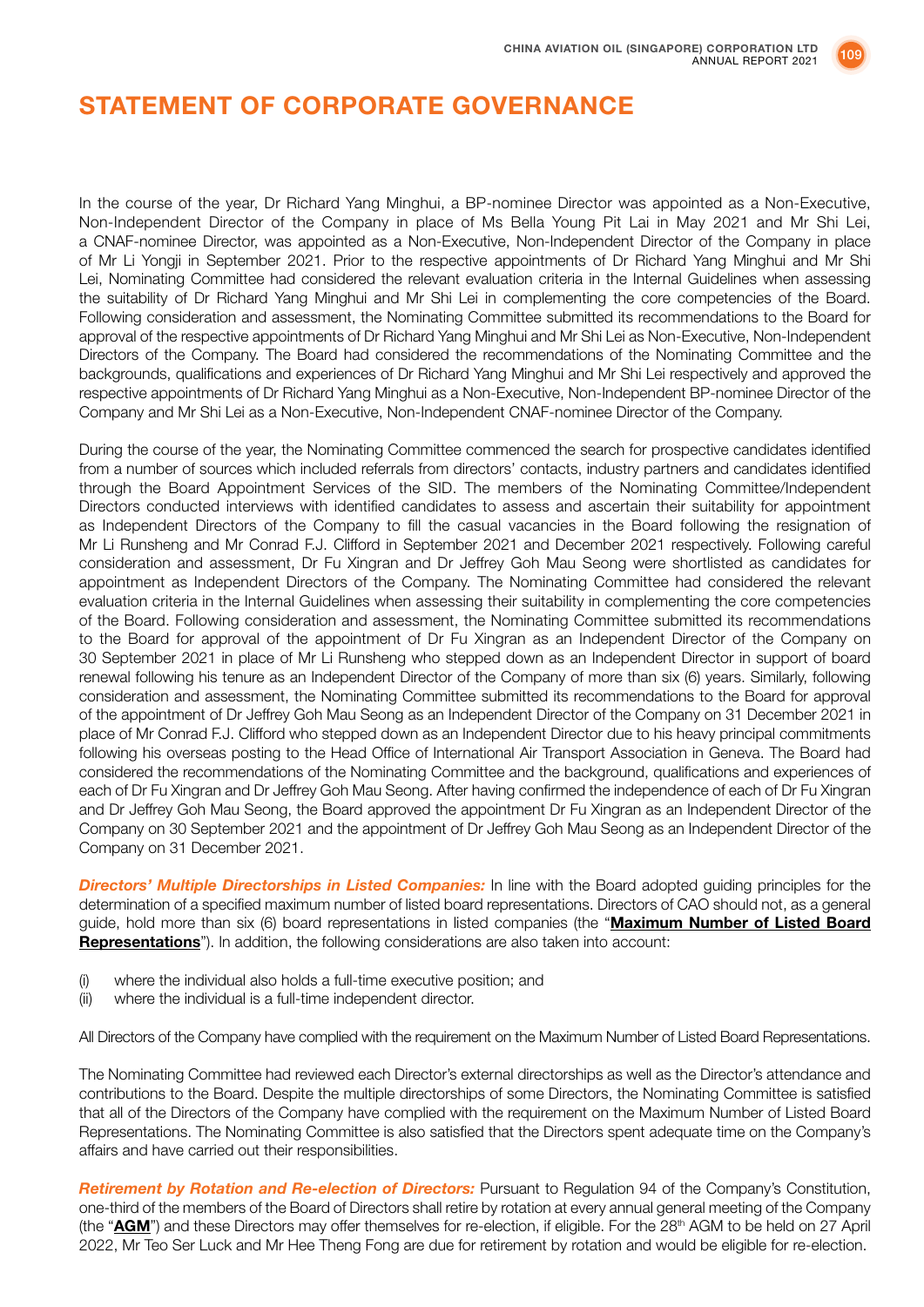# STATEMENT OF CORPORATE GOVERNANCE

In the course of the year, Dr Richard Yang Minghui, a BP-nominee Director was appointed as a Non-Executive, Non-Independent Director of the Company in place of Ms Bella Young Pit Lai in May 2021 and Mr Shi Lei, a CNAF-nominee Director, was appointed as a Non-Executive, Non-Independent Director of the Company in place of Mr Li Yongji in September 2021. Prior to the respective appointments of Dr Richard Yang Minghui and Mr Shi Lei, Nominating Committee had considered the relevant evaluation criteria in the Internal Guidelines when assessing the suitability of Dr Richard Yang Minghui and Mr Shi Lei in complementing the core competencies of the Board. Following consideration and assessment, the Nominating Committee submitted its recommendations to the Board for approval of the respective appointments of Dr Richard Yang Minghui and Mr Shi Lei as Non-Executive, Non-Independent Directors of the Company. The Board had considered the recommendations of the Nominating Committee and the backgrounds, qualifications and experiences of Dr Richard Yang Minghui and Mr Shi Lei respectively and approved the respective appointments of Dr Richard Yang Minghui as a Non-Executive, Non-Independent BP-nominee Director of the Company and Mr Shi Lei as a Non-Executive, Non-Independent CNAF-nominee Director of the Company.

During the course of the year, the Nominating Committee commenced the search for prospective candidates identified from a number of sources which included referrals from directors' contacts, industry partners and candidates identified through the Board Appointment Services of the SID. The members of the Nominating Committee/Independent Directors conducted interviews with identified candidates to assess and ascertain their suitability for appointment as Independent Directors of the Company to fill the casual vacancies in the Board following the resignation of Mr Li Runsheng and Mr Conrad F.J. Clifford in September 2021 and December 2021 respectively. Following careful consideration and assessment, Dr Fu Xingran and Dr Jeffrey Goh Mau Seong were shortlisted as candidates for appointment as Independent Directors of the Company. The Nominating Committee had considered the relevant evaluation criteria in the Internal Guidelines when assessing their suitability in complementing the core competencies of the Board. Following consideration and assessment, the Nominating Committee submitted its recommendations to the Board for approval of the appointment of Dr Fu Xingran as an Independent Director of the Company on 30 September 2021 in place of Mr Li Runsheng who stepped down as an Independent Director in support of board renewal following his tenure as an Independent Director of the Company of more than six (6) years. Similarly, following consideration and assessment, the Nominating Committee submitted its recommendations to the Board for approval of the appointment of Dr Jeffrey Goh Mau Seong as an Independent Director of the Company on 31 December 2021 in place of Mr Conrad F.J. Clifford who stepped down as an Independent Director due to his heavy principal commitments following his overseas posting to the Head Office of International Air Transport Association in Geneva. The Board had considered the recommendations of the Nominating Committee and the background, qualifications and experiences of each of Dr Fu Xingran and Dr Jeffrey Goh Mau Seong. After having confirmed the independence of each of Dr Fu Xingran and Dr Jeffrey Goh Mau Seong, the Board approved the appointment Dr Fu Xingran as an Independent Director of the Company on 30 September 2021 and the appointment of Dr Jeffrey Goh Mau Seong as an Independent Director of the Company on 31 December 2021.

***Directors' Multiple Directorships in Listed Companies:*** In line with the Board adopted guiding principles for the determination of a specified maximum number of listed board representations. Directors of CAO should not, as a general guide, hold more than six (6) board representations in listed companies (the "**Maximum Number of Listed Board Representations**"). In addition, the following considerations are also taken into account:

(i) where the individual also holds a full-time executive position; and
(ii) where the individual is a full-time independent director.

All Directors of the Company have complied with the requirement on the Maximum Number of Listed Board Representations.

The Nominating Committee had reviewed each Director's external directorships as well as the Director's attendance and contributions to the Board. Despite the multiple directorships of some Directors, the Nominating Committee is satisfied that all of the Directors of the Company have complied with the requirement on the Maximum Number of Listed Board Representations. The Nominating Committee is also satisfied that the Directors spent adequate time on the Company's affairs and have carried out their responsibilities.

***Retirement by Rotation and Re-election of Directors:*** Pursuant to Regulation 94 of the Company's Constitution, one-third of the members of the Board of Directors shall retire by rotation at every annual general meeting of the Company (the "**AGM**") and these Directors may offer themselves for re-election, if eligible. For the 28th AGM to be held on 27 April 2022, Mr Teo Ser Luck and Mr Hee Theng Fong are due for retirement by rotation and would be eligible for re-election.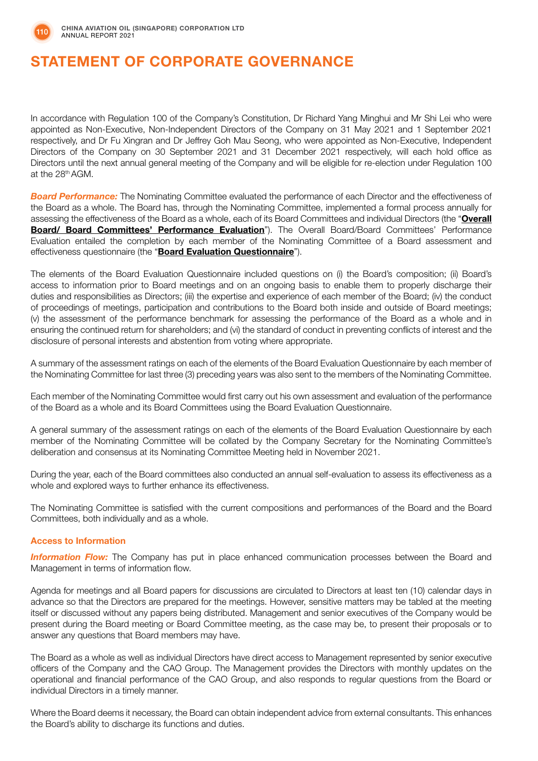# STATEMENT OF CORPORATE GOVERNANCE

In accordance with Regulation 100 of the Company's Constitution, Dr Richard Yang Minghui and Mr Shi Lei who were appointed as Non-Executive, Non-Independent Directors of the Company on 31 May 2021 and 1 September 2021 respectively, and Dr Fu Xingran and Dr Jeffrey Goh Mau Seong, who were appointed as Non-Executive, Independent Directors of the Company on 30 September 2021 and 31 December 2021 respectively, will each hold office as Directors until the next annual general meeting of the Company and will be eligible for re-election under Regulation 100 at the 28th AGM.

***Board Performance:*** The Nominating Committee evaluated the performance of each Director and the effectiveness of the Board as a whole. The Board has, through the Nominating Committee, implemented a formal process annually for assessing the effectiveness of the Board as a whole, each of its Board Committees and individual Directors (the "**Overall Board/ Board Committees' Performance Evaluation**"). The Overall Board/Board Committees' Performance Evaluation entailed the completion by each member of the Nominating Committee of a Board assessment and effectiveness questionnaire (the "**Board Evaluation Questionnaire**").

The elements of the Board Evaluation Questionnaire included questions on (i) the Board's composition; (ii) Board's access to information prior to Board meetings and on an ongoing basis to enable them to properly discharge their duties and responsibilities as Directors; (iii) the expertise and experience of each member of the Board; (iv) the conduct of proceedings of meetings, participation and contributions to the Board both inside and outside of Board meetings; (v) the assessment of the performance benchmark for assessing the performance of the Board as a whole and in ensuring the continued return for shareholders; and (vi) the standard of conduct in preventing conflicts of interest and the disclosure of personal interests and abstention from voting where appropriate.

A summary of the assessment ratings on each of the elements of the Board Evaluation Questionnaire by each member of the Nominating Committee for last three (3) preceding years was also sent to the members of the Nominating Committee.

Each member of the Nominating Committee would first carry out his own assessment and evaluation of the performance of the Board as a whole and its Board Committees using the Board Evaluation Questionnaire.

A general summary of the assessment ratings on each of the elements of the Board Evaluation Questionnaire by each member of the Nominating Committee will be collated by the Company Secretary for the Nominating Committee's deliberation and consensus at its Nominating Committee Meeting held in November 2021.

During the year, each of the Board committees also conducted an annual self-evaluation to assess its effectiveness as a whole and explored ways to further enhance its effectiveness.

The Nominating Committee is satisfied with the current compositions and performances of the Board and the Board Committees, both individually and as a whole.

### Access to Information

***Information Flow:*** The Company has put in place enhanced communication processes between the Board and Management in terms of information flow.

Agenda for meetings and all Board papers for discussions are circulated to Directors at least ten (10) calendar days in advance so that the Directors are prepared for the meetings. However, sensitive matters may be tabled at the meeting itself or discussed without any papers being distributed. Management and senior executives of the Company would be present during the Board meeting or Board Committee meeting, as the case may be, to present their proposals or to answer any questions that Board members may have.

The Board as a whole as well as individual Directors have direct access to Management represented by senior executive officers of the Company and the CAO Group. The Management provides the Directors with monthly updates on the operational and financial performance of the CAO Group, and also responds to regular questions from the Board or individual Directors in a timely manner.

Where the Board deems it necessary, the Board can obtain independent advice from external consultants. This enhances the Board's ability to discharge its functions and duties.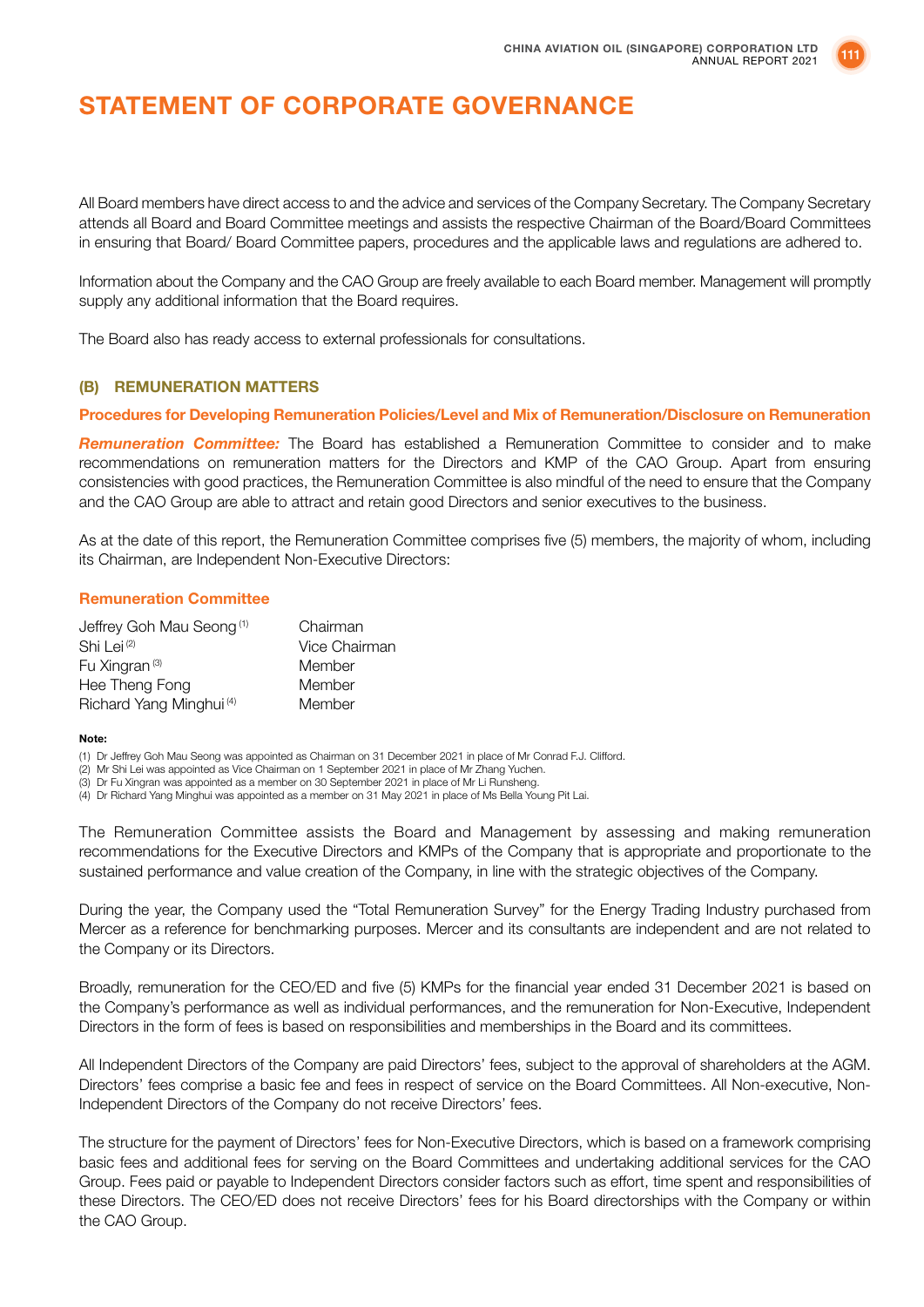# STATEMENT OF CORPORATE GOVERNANCE

All Board members have direct access to and the advice and services of the Company Secretary. The Company Secretary attends all Board and Board Committee meetings and assists the respective Chairman of the Board/Board Committees in ensuring that Board/ Board Committee papers, procedures and the applicable laws and regulations are adhered to.

Information about the Company and the CAO Group are freely available to each Board member. Management will promptly supply any additional information that the Board requires.

The Board also has ready access to external professionals for consultations.

## (B) REMUNERATION MATTERS

### Procedures for Developing Remuneration Policies/Level and Mix of Remuneration/Disclosure on Remuneration

***Remuneration Committee:*** The Board has established a Remuneration Committee to consider and to make recommendations on remuneration matters for the Directors and KMP of the CAO Group. Apart from ensuring consistencies with good practices, the Remuneration Committee is also mindful of the need to ensure that the Company and the CAO Group are able to attract and retain good Directors and senior executives to the business.

As at the date of this report, the Remuneration Committee comprises five (5) members, the majority of whom, including its Chairman, are Independent Non-Executive Directors:

### Remuneration Committee

| | |
|---|---|
| Jeffrey Goh Mau Seong [1] | Chairman |
| Shi Lei [2] | Vice Chairman |
| Fu Xingran [3] | Member |
| Hee Theng Fong | Member |
| Richard Yang Minghui [4] | Member |

**Note:**

(1) Dr Jeffrey Goh Mau Seong was appointed as Chairman on 31 December 2021 in place of Mr Conrad F.J. Clifford.
(2) Mr Shi Lei was appointed as Vice Chairman on 1 September 2021 in place of Mr Zhang Yuchen.
(3) Dr Fu Xingran was appointed as a member on 30 September 2021 in place of Mr Li Runsheng.
(4) Dr Richard Yang Minghui was appointed as a member on 31 May 2021 in place of Ms Bella Young Pit Lai.

The Remuneration Committee assists the Board and Management by assessing and making remuneration recommendations for the Executive Directors and KMPs of the Company that is appropriate and proportionate to the sustained performance and value creation of the Company, in line with the strategic objectives of the Company.

During the year, the Company used the "Total Remuneration Survey" for the Energy Trading Industry purchased from Mercer as a reference for benchmarking purposes. Mercer and its consultants are independent and are not related to the Company or its Directors.

Broadly, remuneration for the CEO/ED and five (5) KMPs for the financial year ended 31 December 2021 is based on the Company's performance as well as individual performances, and the remuneration for Non-Executive, Independent Directors in the form of fees is based on responsibilities and memberships in the Board and its committees.

All Independent Directors of the Company are paid Directors' fees, subject to the approval of shareholders at the AGM. Directors' fees comprise a basic fee and fees in respect of service on the Board Committees. All Non-executive, Non-Independent Directors of the Company do not receive Directors' fees.

The structure for the payment of Directors' fees for Non-Executive Directors, which is based on a framework comprising basic fees and additional fees for serving on the Board Committees and undertaking additional services for the CAO Group. Fees paid or payable to Independent Directors consider factors such as effort, time spent and responsibilities of these Directors. The CEO/ED does not receive Directors' fees for his Board directorships with the Company or within the CAO Group.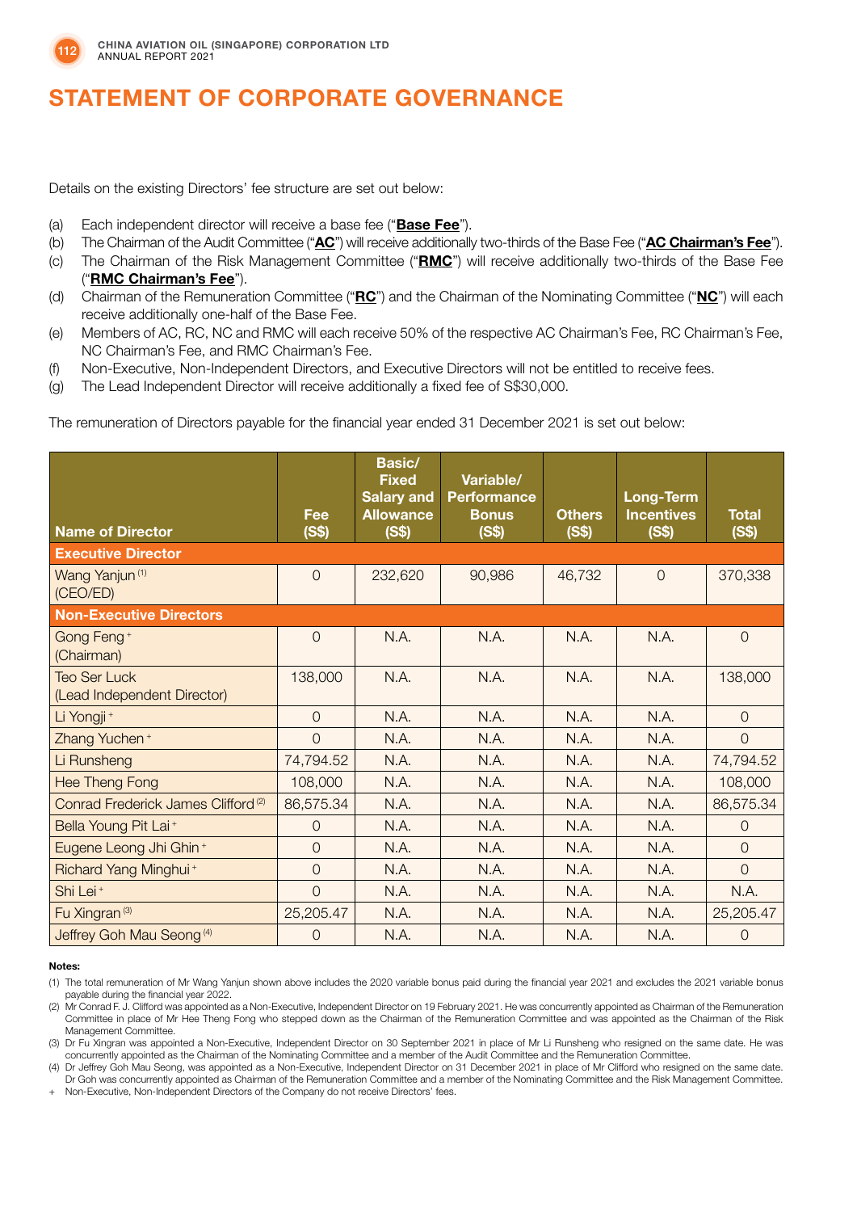# STATEMENT OF CORPORATE GOVERNANCE

Details on the existing Directors' fee structure are set out below:

(a) Each independent director will receive a base fee ("**Base Fee**").
(b) The Chairman of the Audit Committee ("**AC**") will receive additionally two-thirds of the Base Fee ("**AC Chairman's Fee**").
(c) The Chairman of the Risk Management Committee ("**RMC**") will receive additionally two-thirds of the Base Fee ("**RMC Chairman's Fee**").
(d) Chairman of the Remuneration Committee ("**RC**") and the Chairman of the Nominating Committee ("**NC**") will each receive additionally one-half of the Base Fee.
(e) Members of AC, RC, NC and RMC will each receive 50% of the respective AC Chairman's Fee, RC Chairman's Fee, NC Chairman's Fee, and RMC Chairman's Fee.
(f) Non-Executive, Non-Independent Directors, and Executive Directors will not be entitled to receive fees.
(g) The Lead Independent Director will receive additionally a fixed fee of S$30,000.

The remuneration of Directors payable for the financial year ended 31 December 2021 is set out below:

| Name of Director | Fee (S$) | Basic/ Fixed Salary and Allowance (S$) | Variable/ Performance Bonus (S$) | Others (S$) | Long-Term Incentives (S$) | Total (S$) |
|---|---|---|---|---|---|---|
| **Executive Director** | | | | | | |
| Wang Yanjun [(1)] (CEO/ED) | 0 | 232,620 | 90,986 | 46,732 | 0 | 370,338 |
| **Non-Executive Directors** | | | | | | |
| Gong Feng [+] (Chairman) | 0 | N.A. | N.A. | N.A. | N.A. | 0 |
| Teo Ser Luck (Lead Independent Director) | 138,000 | N.A. | N.A. | N.A. | N.A. | 138,000 |
| Li Yongji [+] | 0 | N.A. | N.A. | N.A. | N.A. | 0 |
| Zhang Yuchen [+] | 0 | N.A. | N.A. | N.A. | N.A. | 0 |
| Li Runsheng | 74,794.52 | N.A. | N.A. | N.A. | N.A. | 74,794.52 |
| Hee Theng Fong | 108,000 | N.A. | N.A. | N.A. | N.A. | 108,000 |
| Conrad Frederick James Clifford [(2)] | 86,575.34 | N.A. | N.A. | N.A. | N.A. | 86,575.34 |
| Bella Young Pit Lai [+] | 0 | N.A. | N.A. | N.A. | N.A. | 0 |
| Eugene Leong Jhi Ghin [+] | 0 | N.A. | N.A. | N.A. | N.A. | 0 |
| Richard Yang Minghui [+] | 0 | N.A. | N.A. | N.A. | N.A. | 0 |
| Shi Lei [+] | 0 | N.A. | N.A. | N.A. | N.A. | N.A. |
| Fu Xingran [(3)] | 25,205.47 | N.A. | N.A. | N.A. | N.A. | 25,205.47 |
| Jeffrey Goh Mau Seong [(4)] | 0 | N.A. | N.A. | N.A. | N.A. | 0 |

**Notes:**

(1) The total remuneration of Mr Wang Yanjun shown above includes the 2020 variable bonus paid during the financial year 2021 and excludes the 2021 variable bonus payable during the financial year 2022.

(2) Mr Conrad F. J. Clifford was appointed as a Non-Executive, Independent Director on 19 February 2021. He was concurrently appointed as Chairman of the Remuneration Committee in place of Mr Hee Theng Fong who stepped down as the Chairman of the Remuneration Committee and was appointed as the Chairman of the Risk Management Committee.

(3) Dr Fu Xingran was appointed a Non-Executive, Independent Director on 30 September 2021 in place of Mr Li Runsheng who resigned on the same date. He was concurrently appointed as the Chairman of the Nominating Committee and a member of the Audit Committee and the Remuneration Committee.

(4) Dr Jeffrey Goh Mau Seong, was appointed as a Non-Executive, Independent Director on 31 December 2021 in place of Mr Clifford who resigned on the same date. Dr Goh was concurrently appointed as Chairman of the Remuneration Committee and a member of the Nominating Committee and the Risk Management Committee.

\+ Non-Executive, Non-Independent Directors of the Company do not receive Directors' fees.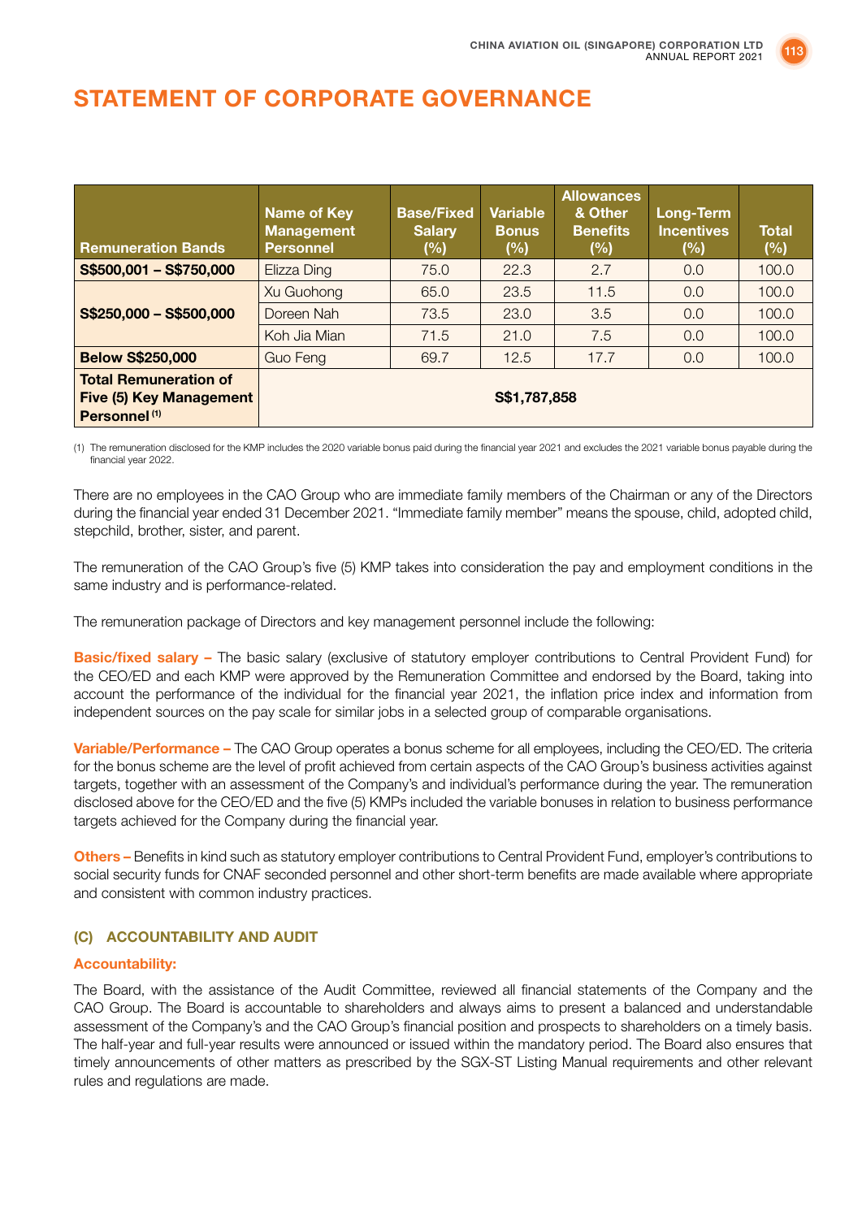# STATEMENT OF CORPORATE GOVERNANCE

| Remuneration Bands | Name of Key Management Personnel | Base/Fixed Salary (%) | Variable Bonus (%) | Allowances & Other Benefits (%) | Long-Term Incentives (%) | Total (%) |
|---|---|---|---|---|---|---|
| **S$500,001 – S$750,000** | Elizza Ding | 75.0 | 22.3 | 2.7 | 0.0 | 100.0 |
| **S$250,000 – S$500,000** | Xu Guohong | 65.0 | 23.5 | 11.5 | 0.0 | 100.0 |
| | Doreen Nah | 73.5 | 23.0 | 3.5 | 0.0 | 100.0 |
| | Koh Jia Mian | 71.5 | 21.0 | 7.5 | 0.0 | 100.0 |
| **Below S$250,000** | Guo Feng | 69.7 | 12.5 | 17.7 | 0.0 | 100.0 |
| **Total Remuneration of Five (5) Key Management Personnel [1]** | **S$1,787,858** | | | | | |

(1) The remuneration disclosed for the KMP includes the 2020 variable bonus paid during the financial year 2021 and excludes the 2021 variable bonus payable during the financial year 2022.

There are no employees in the CAO Group who are immediate family members of the Chairman or any of the Directors during the financial year ended 31 December 2021. "Immediate family member" means the spouse, child, adopted child, stepchild, brother, sister, and parent.

The remuneration of the CAO Group's five (5) KMP takes into consideration the pay and employment conditions in the same industry and is performance-related.

The remuneration package of Directors and key management personnel include the following:

**Basic/fixed salary –** The basic salary (exclusive of statutory employer contributions to Central Provident Fund) for the CEO/ED and each KMP were approved by the Remuneration Committee and endorsed by the Board, taking into account the performance of the individual for the financial year 2021, the inflation price index and information from independent sources on the pay scale for similar jobs in a selected group of comparable organisations.

**Variable/Performance –** The CAO Group operates a bonus scheme for all employees, including the CEO/ED. The criteria for the bonus scheme are the level of profit achieved from certain aspects of the CAO Group's business activities against targets, together with an assessment of the Company's and individual's performance during the year. The remuneration disclosed above for the CEO/ED and the five (5) KMPs included the variable bonuses in relation to business performance targets achieved for the Company during the financial year.

**Others –** Benefits in kind such as statutory employer contributions to Central Provident Fund, employer's contributions to social security funds for CNAF seconded personnel and other short-term benefits are made available where appropriate and consistent with common industry practices.

### (C) ACCOUNTABILITY AND AUDIT

**Accountability:**

The Board, with the assistance of the Audit Committee, reviewed all financial statements of the Company and the CAO Group. The Board is accountable to shareholders and always aims to present a balanced and understandable assessment of the Company's and the CAO Group's financial position and prospects to shareholders on a timely basis. The half-year and full-year results were announced or issued within the mandatory period. The Board also ensures that timely announcements of other matters as prescribed by the SGX-ST Listing Manual requirements and other relevant rules and regulations are made.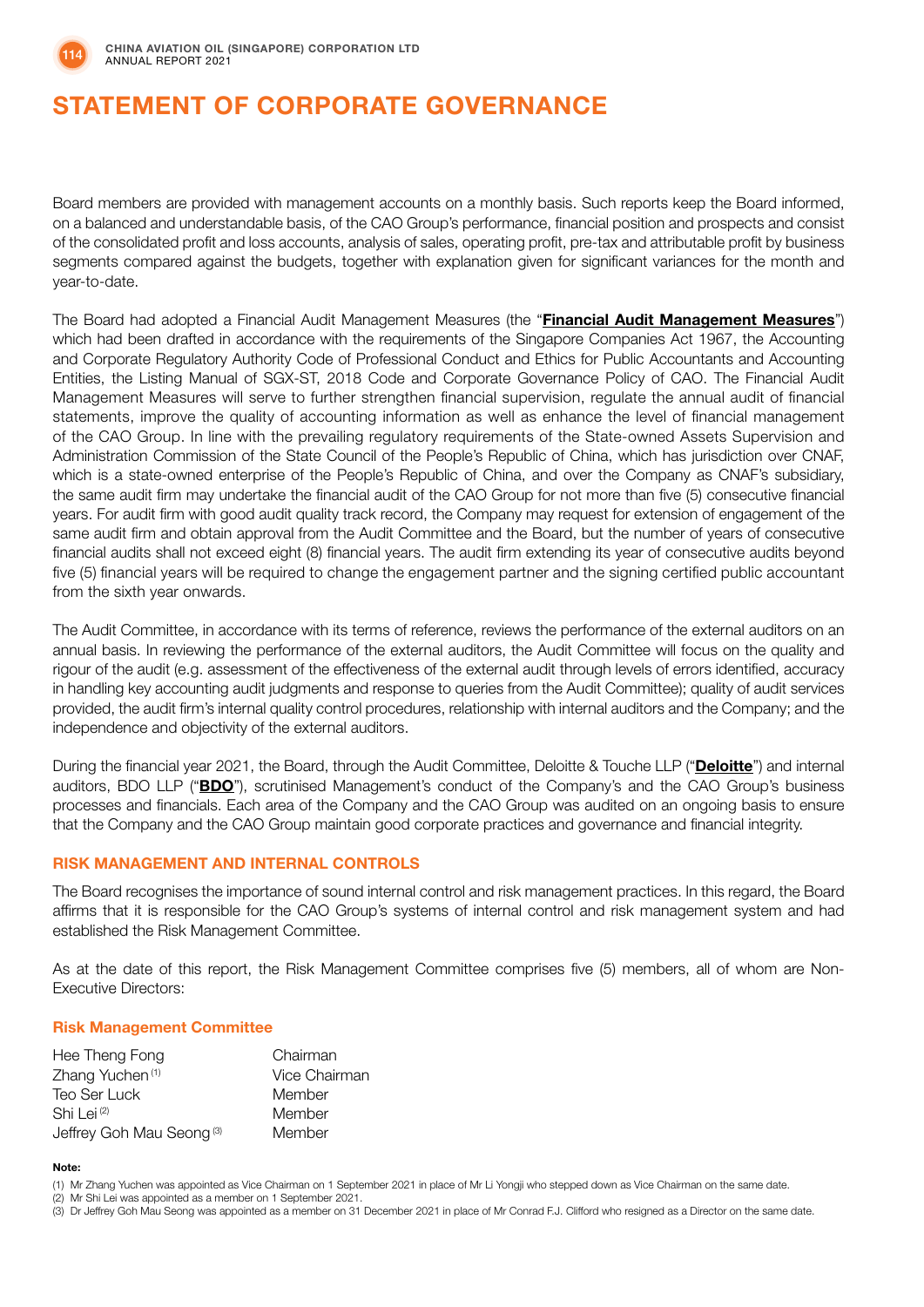# STATEMENT OF CORPORATE GOVERNANCE

Board members are provided with management accounts on a monthly basis. Such reports keep the Board informed, on a balanced and understandable basis, of the CAO Group's performance, financial position and prospects and consist of the consolidated profit and loss accounts, analysis of sales, operating profit, pre-tax and attributable profit by business segments compared against the budgets, together with explanation given for significant variances for the month and year-to-date.

The Board had adopted a Financial Audit Management Measures (the "**Financial Audit Management Measures**") which had been drafted in accordance with the requirements of the Singapore Companies Act 1967, the Accounting and Corporate Regulatory Authority Code of Professional Conduct and Ethics for Public Accountants and Accounting Entities, the Listing Manual of SGX-ST, 2018 Code and Corporate Governance Policy of CAO. The Financial Audit Management Measures will serve to further strengthen financial supervision, regulate the annual audit of financial statements, improve the quality of accounting information as well as enhance the level of financial management of the CAO Group. In line with the prevailing regulatory requirements of the State-owned Assets Supervision and Administration Commission of the State Council of the People's Republic of China, which has jurisdiction over CNAF, which is a state-owned enterprise of the People's Republic of China, and over the Company as CNAF's subsidiary, the same audit firm may undertake the financial audit of the CAO Group for not more than five (5) consecutive financial years. For audit firm with good audit quality track record, the Company may request for extension of engagement of the same audit firm and obtain approval from the Audit Committee and the Board, but the number of years of consecutive financial audits shall not exceed eight (8) financial years. The audit firm extending its year of consecutive audits beyond five (5) financial years will be required to change the engagement partner and the signing certified public accountant from the sixth year onwards.

The Audit Committee, in accordance with its terms of reference, reviews the performance of the external auditors on an annual basis. In reviewing the performance of the external auditors, the Audit Committee will focus on the quality and rigour of the audit (e.g. assessment of the effectiveness of the external audit through levels of errors identified, accuracy in handling key accounting audit judgments and response to queries from the Audit Committee); quality of audit services provided, the audit firm's internal quality control procedures, relationship with internal auditors and the Company; and the independence and objectivity of the external auditors.

During the financial year 2021, the Board, through the Audit Committee, Deloitte & Touche LLP ("**Deloitte**") and internal auditors, BDO LLP ("**BDO**"), scrutinised Management's conduct of the Company's and the CAO Group's business processes and financials. Each area of the Company and the CAO Group was audited on an ongoing basis to ensure that the Company and the CAO Group maintain good corporate practices and governance and financial integrity.

## RISK MANAGEMENT AND INTERNAL CONTROLS

The Board recognises the importance of sound internal control and risk management practices. In this regard, the Board affirms that it is responsible for the CAO Group's systems of internal control and risk management system and had established the Risk Management Committee.

As at the date of this report, the Risk Management Committee comprises five (5) members, all of whom are Non-Executive Directors:

### Risk Management Committee

| | |
|---|---|
| Hee Theng Fong | Chairman |
| Zhang Yuchen (1) | Vice Chairman |
| Teo Ser Luck | Member |
| Shi Lei (2) | Member |
| Jeffrey Goh Mau Seong (3) | Member |

**Note:**

(1) Mr Zhang Yuchen was appointed as Vice Chairman on 1 September 2021 in place of Mr Li Yongji who stepped down as Vice Chairman on the same date.
(2) Mr Shi Lei was appointed as a member on 1 September 2021.
(3) Dr Jeffrey Goh Mau Seong was appointed as a member on 31 December 2021 in place of Mr Conrad F.J. Clifford who resigned as a Director on the same date.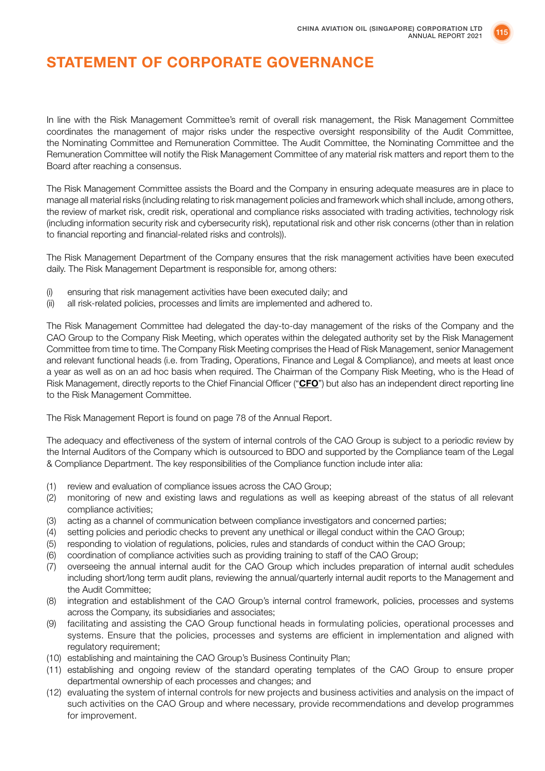# STATEMENT OF CORPORATE GOVERNANCE

In line with the Risk Management Committee's remit of overall risk management, the Risk Management Committee coordinates the management of major risks under the respective oversight responsibility of the Audit Committee, the Nominating Committee and Remuneration Committee. The Audit Committee, the Nominating Committee and the Remuneration Committee will notify the Risk Management Committee of any material risk matters and report them to the Board after reaching a consensus.

The Risk Management Committee assists the Board and the Company in ensuring adequate measures are in place to manage all material risks (including relating to risk management policies and framework which shall include, among others, the review of market risk, credit risk, operational and compliance risks associated with trading activities, technology risk (including information security risk and cybersecurity risk), reputational risk and other risk concerns (other than in relation to financial reporting and financial-related risks and controls)).

The Risk Management Department of the Company ensures that the risk management activities have been executed daily. The Risk Management Department is responsible for, among others:

(i) ensuring that risk management activities have been executed daily; and
(ii) all risk-related policies, processes and limits are implemented and adhered to.

The Risk Management Committee had delegated the day-to-day management of the risks of the Company and the CAO Group to the Company Risk Meeting, which operates within the delegated authority set by the Risk Management Committee from time to time. The Company Risk Meeting comprises the Head of Risk Management, senior Management and relevant functional heads (i.e. from Trading, Operations, Finance and Legal & Compliance), and meets at least once a year as well as on an ad hoc basis when required. The Chairman of the Company Risk Meeting, who is the Head of Risk Management, directly reports to the Chief Financial Officer ("**CFO**") but also has an independent direct reporting line to the Risk Management Committee.

The Risk Management Report is found on page 78 of the Annual Report.

The adequacy and effectiveness of the system of internal controls of the CAO Group is subject to a periodic review by the Internal Auditors of the Company which is outsourced to BDO and supported by the Compliance team of the Legal & Compliance Department. The key responsibilities of the Compliance function include inter alia:

(1) review and evaluation of compliance issues across the CAO Group;
(2) monitoring of new and existing laws and regulations as well as keeping abreast of the status of all relevant compliance activities;
(3) acting as a channel of communication between compliance investigators and concerned parties;
(4) setting policies and periodic checks to prevent any unethical or illegal conduct within the CAO Group;
(5) responding to violation of regulations, policies, rules and standards of conduct within the CAO Group;
(6) coordination of compliance activities such as providing training to staff of the CAO Group;
(7) overseeing the annual internal audit for the CAO Group which includes preparation of internal audit schedules including short/long term audit plans, reviewing the annual/quarterly internal audit reports to the Management and the Audit Committee;
(8) integration and establishment of the CAO Group's internal control framework, policies, processes and systems across the Company, its subsidiaries and associates;
(9) facilitating and assisting the CAO Group functional heads in formulating policies, operational processes and systems. Ensure that the policies, processes and systems are efficient in implementation and aligned with regulatory requirement;
(10) establishing and maintaining the CAO Group's Business Continuity Plan;
(11) establishing and ongoing review of the standard operating templates of the CAO Group to ensure proper departmental ownership of each processes and changes; and
(12) evaluating the system of internal controls for new projects and business activities and analysis on the impact of such activities on the CAO Group and where necessary, provide recommendations and develop programmes for improvement.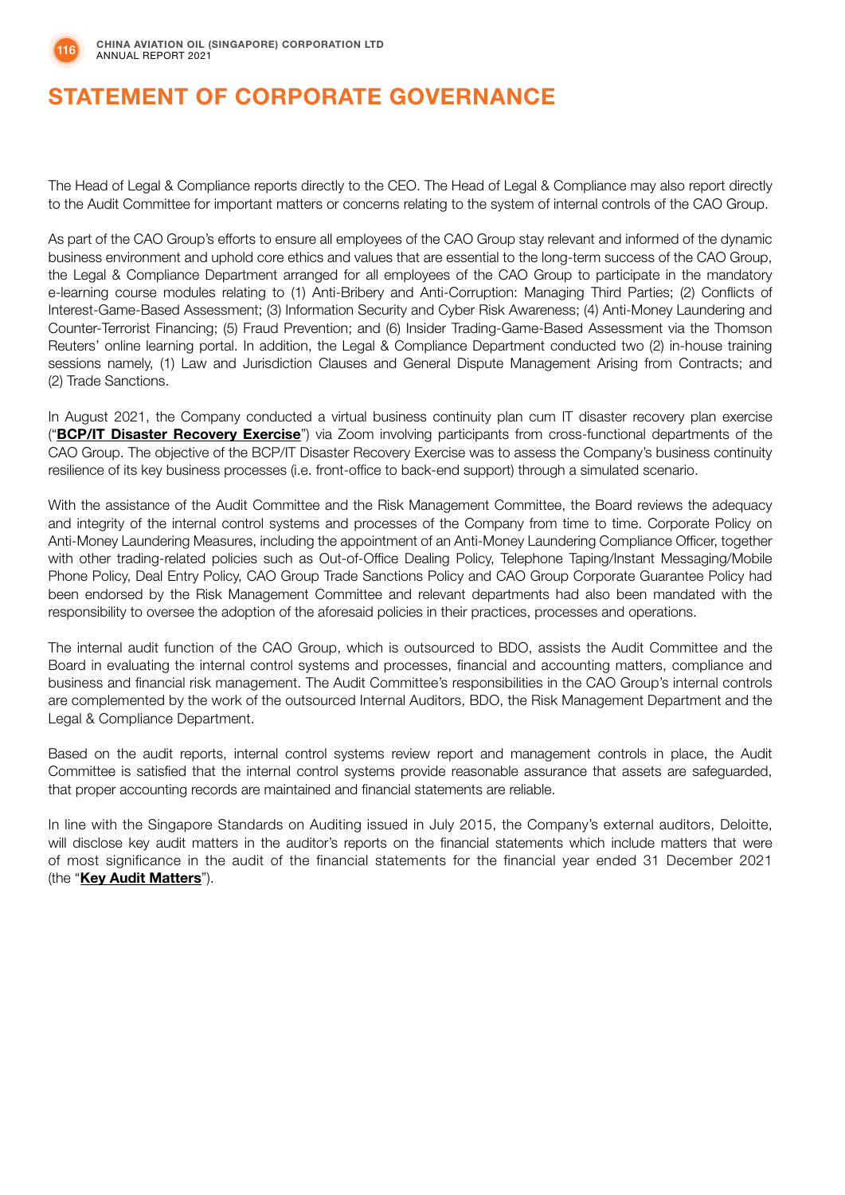# STATEMENT OF CORPORATE GOVERNANCE

The Head of Legal & Compliance reports directly to the CEO. The Head of Legal & Compliance may also report directly to the Audit Committee for important matters or concerns relating to the system of internal controls of the CAO Group.

As part of the CAO Group's efforts to ensure all employees of the CAO Group stay relevant and informed of the dynamic business environment and uphold core ethics and values that are essential to the long-term success of the CAO Group, the Legal & Compliance Department arranged for all employees of the CAO Group to participate in the mandatory e-learning course modules relating to (1) Anti-Bribery and Anti-Corruption: Managing Third Parties; (2) Conflicts of Interest-Game-Based Assessment; (3) Information Security and Cyber Risk Awareness; (4) Anti-Money Laundering and Counter-Terrorist Financing; (5) Fraud Prevention; and (6) Insider Trading-Game-Based Assessment via the Thomson Reuters' online learning portal. In addition, the Legal & Compliance Department conducted two (2) in-house training sessions namely, (1) Law and Jurisdiction Clauses and General Dispute Management Arising from Contracts; and (2) Trade Sanctions.

In August 2021, the Company conducted a virtual business continuity plan cum IT disaster recovery plan exercise ("**BCP/IT Disaster Recovery Exercise**") via Zoom involving participants from cross-functional departments of the CAO Group. The objective of the BCP/IT Disaster Recovery Exercise was to assess the Company's business continuity resilience of its key business processes (i.e. front-office to back-end support) through a simulated scenario.

With the assistance of the Audit Committee and the Risk Management Committee, the Board reviews the adequacy and integrity of the internal control systems and processes of the Company from time to time. Corporate Policy on Anti-Money Laundering Measures, including the appointment of an Anti-Money Laundering Compliance Officer, together with other trading-related policies such as Out-of-Office Dealing Policy, Telephone Taping/Instant Messaging/Mobile Phone Policy, Deal Entry Policy, CAO Group Trade Sanctions Policy and CAO Group Corporate Guarantee Policy had been endorsed by the Risk Management Committee and relevant departments had also been mandated with the responsibility to oversee the adoption of the aforesaid policies in their practices, processes and operations.

The internal audit function of the CAO Group, which is outsourced to BDO, assists the Audit Committee and the Board in evaluating the internal control systems and processes, financial and accounting matters, compliance and business and financial risk management. The Audit Committee's responsibilities in the CAO Group's internal controls are complemented by the work of the outsourced Internal Auditors, BDO, the Risk Management Department and the Legal & Compliance Department.

Based on the audit reports, internal control systems review report and management controls in place, the Audit Committee is satisfied that the internal control systems provide reasonable assurance that assets are safeguarded, that proper accounting records are maintained and financial statements are reliable.

In line with the Singapore Standards on Auditing issued in July 2015, the Company's external auditors, Deloitte, will disclose key audit matters in the auditor's reports on the financial statements which include matters that were of most significance in the audit of the financial statements for the financial year ended 31 December 2021 (the "**Key Audit Matters**").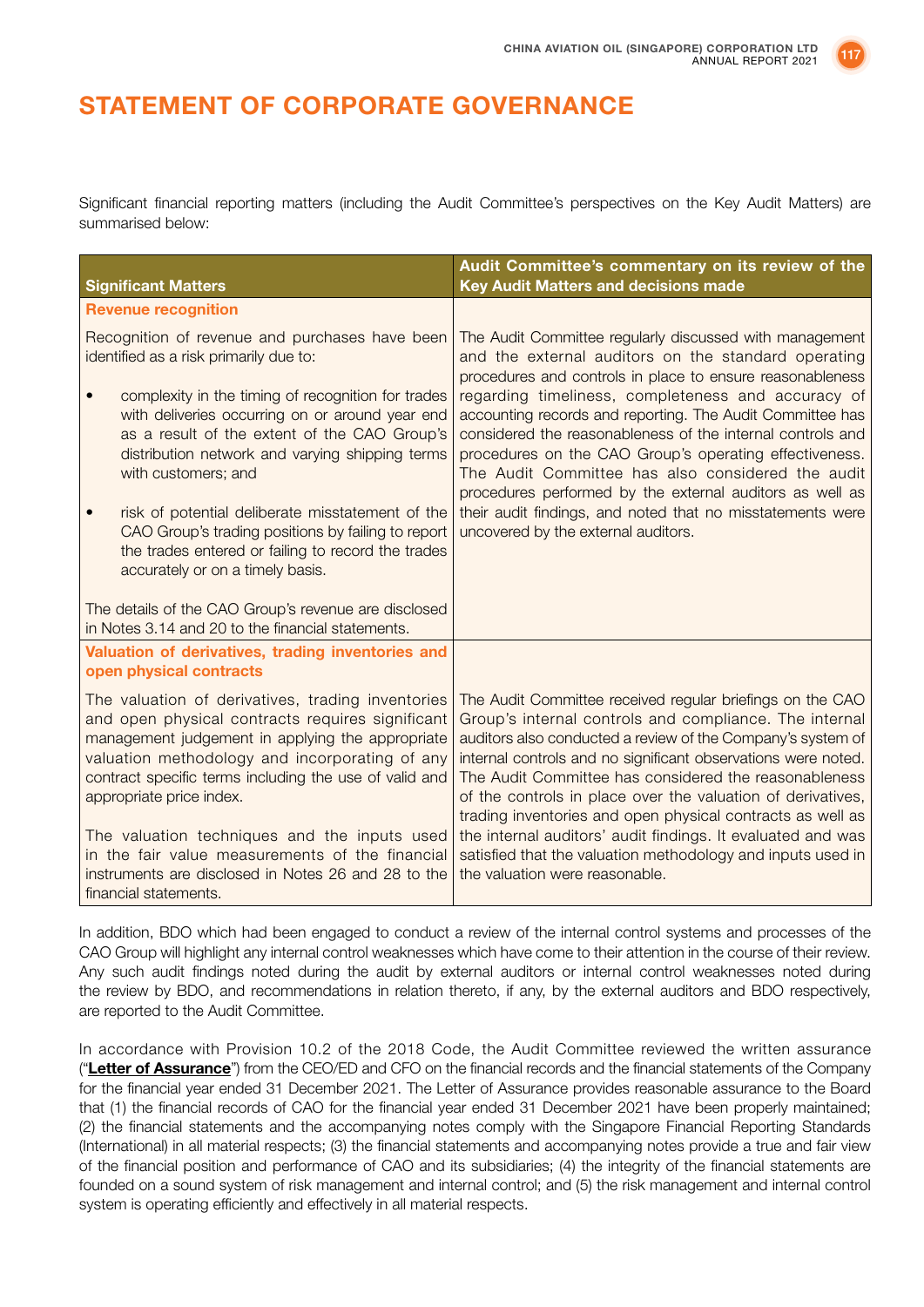# STATEMENT OF CORPORATE GOVERNANCE

Significant financial reporting matters (including the Audit Committee's perspectives on the Key Audit Matters) are summarised below:

| Significant Matters | Audit Committee's commentary on its review of the Key Audit Matters and decisions made |
|---|---|
| **Revenue recognition** | |
| Recognition of revenue and purchases have been identified as a risk primarily due to:<br>• complexity in the timing of recognition for trades with deliveries occurring on or around year end as a result of the extent of the CAO Group's distribution network and varying shipping terms with customers; and<br>• risk of potential deliberate misstatement of the CAO Group's trading positions by failing to report the trades entered or failing to record the trades accurately or on a timely basis.<br><br>The details of the CAO Group's revenue are disclosed in Notes 3.14 and 20 to the financial statements. | The Audit Committee regularly discussed with management and the external auditors on the standard operating procedures and controls in place to ensure reasonableness regarding timeliness, completeness and accuracy of accounting records and reporting. The Audit Committee has considered the reasonableness of the internal controls and procedures on the CAO Group's operating effectiveness. The Audit Committee has also considered the audit procedures performed by the external auditors as well as their audit findings, and noted that no misstatements were uncovered by the external auditors. |
| **Valuation of derivatives, trading inventories and open physical contracts** | |
| The valuation of derivatives, trading inventories and open physical contracts requires significant management judgement in applying the appropriate valuation methodology and incorporating of any contract specific terms including the use of valid and appropriate price index.<br><br>The valuation techniques and the inputs used in the fair value measurements of the financial instruments are disclosed in Notes 26 and 28 to the financial statements. | The Audit Committee received regular briefings on the CAO Group's internal controls and compliance. The internal auditors also conducted a review of the Company's system of internal controls and no significant observations were noted. The Audit Committee has considered the reasonableness of the controls in place over the valuation of derivatives, trading inventories and open physical contracts as well as the internal auditors' audit findings. It evaluated and was satisfied that the valuation methodology and inputs used in the valuation were reasonable. |

In addition, BDO which had been engaged to conduct a review of the internal control systems and processes of the CAO Group will highlight any internal control weaknesses which have come to their attention in the course of their review. Any such audit findings noted during the audit by external auditors or internal control weaknesses noted during the review by BDO, and recommendations in relation thereto, if any, by the external auditors and BDO respectively, are reported to the Audit Committee.

In accordance with Provision 10.2 of the 2018 Code, the Audit Committee reviewed the written assurance ("**Letter of Assurance**") from the CEO/ED and CFO on the financial records and the financial statements of the Company for the financial year ended 31 December 2021. The Letter of Assurance provides reasonable assurance to the Board that (1) the financial records of CAO for the financial year ended 31 December 2021 have been properly maintained; (2) the financial statements and the accompanying notes comply with the Singapore Financial Reporting Standards (International) in all material respects; (3) the financial statements and accompanying notes provide a true and fair view of the financial position and performance of CAO and its subsidiaries; (4) the integrity of the financial statements are founded on a sound system of risk management and internal control; and (5) the risk management and internal control system is operating efficiently and effectively in all material respects.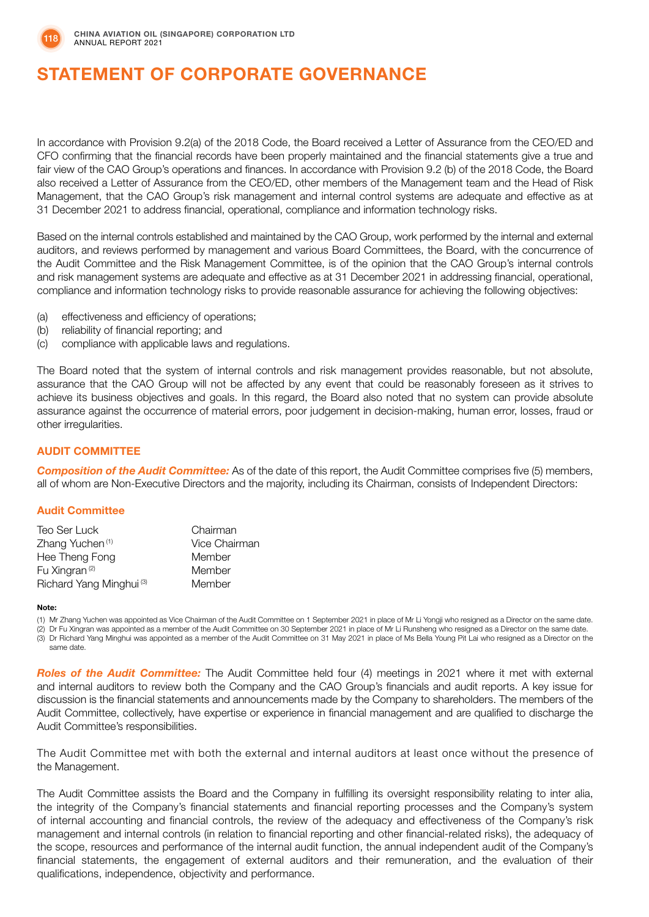# STATEMENT OF CORPORATE GOVERNANCE

In accordance with Provision 9.2(a) of the 2018 Code, the Board received a Letter of Assurance from the CEO/ED and CFO confirming that the financial records have been properly maintained and the financial statements give a true and fair view of the CAO Group's operations and finances. In accordance with Provision 9.2 (b) of the 2018 Code, the Board also received a Letter of Assurance from the CEO/ED, other members of the Management team and the Head of Risk Management, that the CAO Group's risk management and internal control systems are adequate and effective as at 31 December 2021 to address financial, operational, compliance and information technology risks.

Based on the internal controls established and maintained by the CAO Group, work performed by the internal and external auditors, and reviews performed by management and various Board Committees, the Board, with the concurrence of the Audit Committee and the Risk Management Committee, is of the opinion that the CAO Group's internal controls and risk management systems are adequate and effective as at 31 December 2021 in addressing financial, operational, compliance and information technology risks to provide reasonable assurance for achieving the following objectives:

(a) effectiveness and efficiency of operations;
(b) reliability of financial reporting; and
(c) compliance with applicable laws and regulations.

The Board noted that the system of internal controls and risk management provides reasonable, but not absolute, assurance that the CAO Group will not be affected by any event that could be reasonably foreseen as it strives to achieve its business objectives and goals. In this regard, the Board also noted that no system can provide absolute assurance against the occurrence of material errors, poor judgement in decision-making, human error, losses, fraud or other irregularities.

## AUDIT COMMITTEE

***Composition of the Audit Committee:*** As of the date of this report, the Audit Committee comprises five (5) members, all of whom are Non-Executive Directors and the majority, including its Chairman, consists of Independent Directors:

### Audit Committee

| | |
|---|---|
| Teo Ser Luck | Chairman |
| Zhang Yuchen [1] | Vice Chairman |
| Hee Theng Fong | Member |
| Fu Xingran [2] | Member |
| Richard Yang Minghui [3] | Member |

**Note:**

(1) Mr Zhang Yuchen was appointed as Vice Chairman of the Audit Committee on 1 September 2021 in place of Mr Li Yongji who resigned as a Director on the same date.
(2) Dr Fu Xingran was appointed as a member of the Audit Committee on 30 September 2021 in place of Mr Li Runsheng who resigned as a Director on the same date.
(3) Dr Richard Yang Minghui was appointed as a member of the Audit Committee on 31 May 2021 in place of Ms Bella Young Pit Lai who resigned as a Director on the same date.

***Roles of the Audit Committee:*** The Audit Committee held four (4) meetings in 2021 where it met with external and internal auditors to review both the Company and the CAO Group's financials and audit reports. A key issue for discussion is the financial statements and announcements made by the Company to shareholders. The members of the Audit Committee, collectively, have expertise or experience in financial management and are qualified to discharge the Audit Committee's responsibilities.

The Audit Committee met with both the external and internal auditors at least once without the presence of the Management.

The Audit Committee assists the Board and the Company in fulfilling its oversight responsibility relating to inter alia, the integrity of the Company's financial statements and financial reporting processes and the Company's system of internal accounting and financial controls, the review of the adequacy and effectiveness of the Company's risk management and internal controls (in relation to financial reporting and other financial-related risks), the adequacy of the scope, resources and performance of the internal audit function, the annual independent audit of the Company's financial statements, the engagement of external auditors and their remuneration, and the evaluation of their qualifications, independence, objectivity and performance.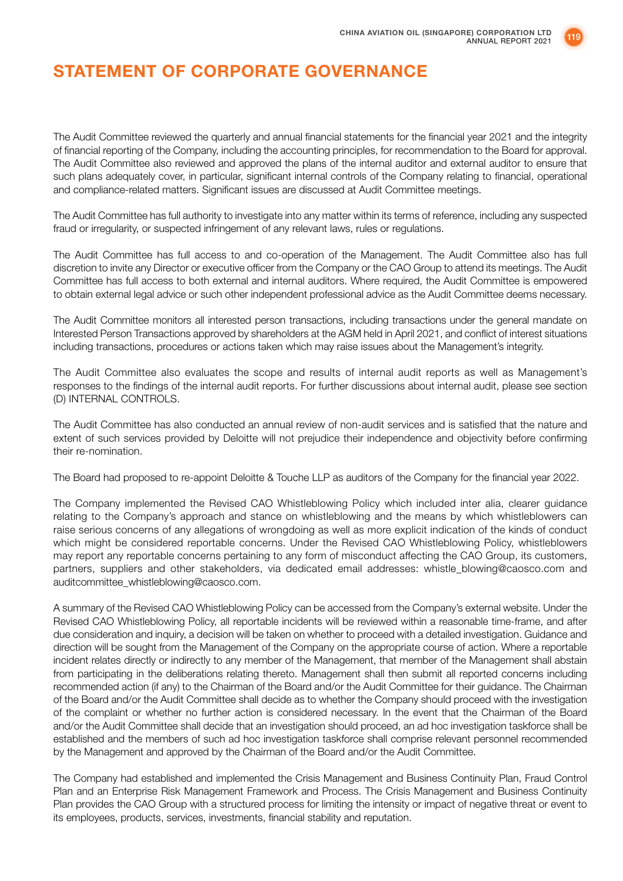# STATEMENT OF CORPORATE GOVERNANCE

The Audit Committee reviewed the quarterly and annual financial statements for the financial year 2021 and the integrity of financial reporting of the Company, including the accounting principles, for recommendation to the Board for approval. The Audit Committee also reviewed and approved the plans of the internal auditor and external auditor to ensure that such plans adequately cover, in particular, significant internal controls of the Company relating to financial, operational and compliance-related matters. Significant issues are discussed at Audit Committee meetings.

The Audit Committee has full authority to investigate into any matter within its terms of reference, including any suspected fraud or irregularity, or suspected infringement of any relevant laws, rules or regulations.

The Audit Committee has full access to and co-operation of the Management. The Audit Committee also has full discretion to invite any Director or executive officer from the Company or the CAO Group to attend its meetings. The Audit Committee has full access to both external and internal auditors. Where required, the Audit Committee is empowered to obtain external legal advice or such other independent professional advice as the Audit Committee deems necessary.

The Audit Committee monitors all interested person transactions, including transactions under the general mandate on Interested Person Transactions approved by shareholders at the AGM held in April 2021, and conflict of interest situations including transactions, procedures or actions taken which may raise issues about the Management's integrity.

The Audit Committee also evaluates the scope and results of internal audit reports as well as Management's responses to the findings of the internal audit reports. For further discussions about internal audit, please see section (D) INTERNAL CONTROLS.

The Audit Committee has also conducted an annual review of non-audit services and is satisfied that the nature and extent of such services provided by Deloitte will not prejudice their independence and objectivity before confirming their re-nomination.

The Board had proposed to re-appoint Deloitte & Touche LLP as auditors of the Company for the financial year 2022.

The Company implemented the Revised CAO Whistleblowing Policy which included inter alia, clearer guidance relating to the Company's approach and stance on whistleblowing and the means by which whistleblowers can raise serious concerns of any allegations of wrongdoing as well as more explicit indication of the kinds of conduct which might be considered reportable concerns. Under the Revised CAO Whistleblowing Policy, whistleblowers may report any reportable concerns pertaining to any form of misconduct affecting the CAO Group, its customers, partners, suppliers and other stakeholders, via dedicated email addresses: whistle_blowing@caosco.com and auditcommittee_whistleblowing@caosco.com.

A summary of the Revised CAO Whistleblowing Policy can be accessed from the Company's external website. Under the Revised CAO Whistleblowing Policy, all reportable incidents will be reviewed within a reasonable time-frame, and after due consideration and inquiry, a decision will be taken on whether to proceed with a detailed investigation. Guidance and direction will be sought from the Management of the Company on the appropriate course of action. Where a reportable incident relates directly or indirectly to any member of the Management, that member of the Management shall abstain from participating in the deliberations relating thereto. Management shall then submit all reported concerns including recommended action (if any) to the Chairman of the Board and/or the Audit Committee for their guidance. The Chairman of the Board and/or the Audit Committee shall decide as to whether the Company should proceed with the investigation of the complaint or whether no further action is considered necessary. In the event that the Chairman of the Board and/or the Audit Committee shall decide that an investigation should proceed, an ad hoc investigation taskforce shall be established and the members of such ad hoc investigation taskforce shall comprise relevant personnel recommended by the Management and approved by the Chairman of the Board and/or the Audit Committee.

The Company had established and implemented the Crisis Management and Business Continuity Plan, Fraud Control Plan and an Enterprise Risk Management Framework and Process. The Crisis Management and Business Continuity Plan provides the CAO Group with a structured process for limiting the intensity or impact of negative threat or event to its employees, products, services, investments, financial stability and reputation.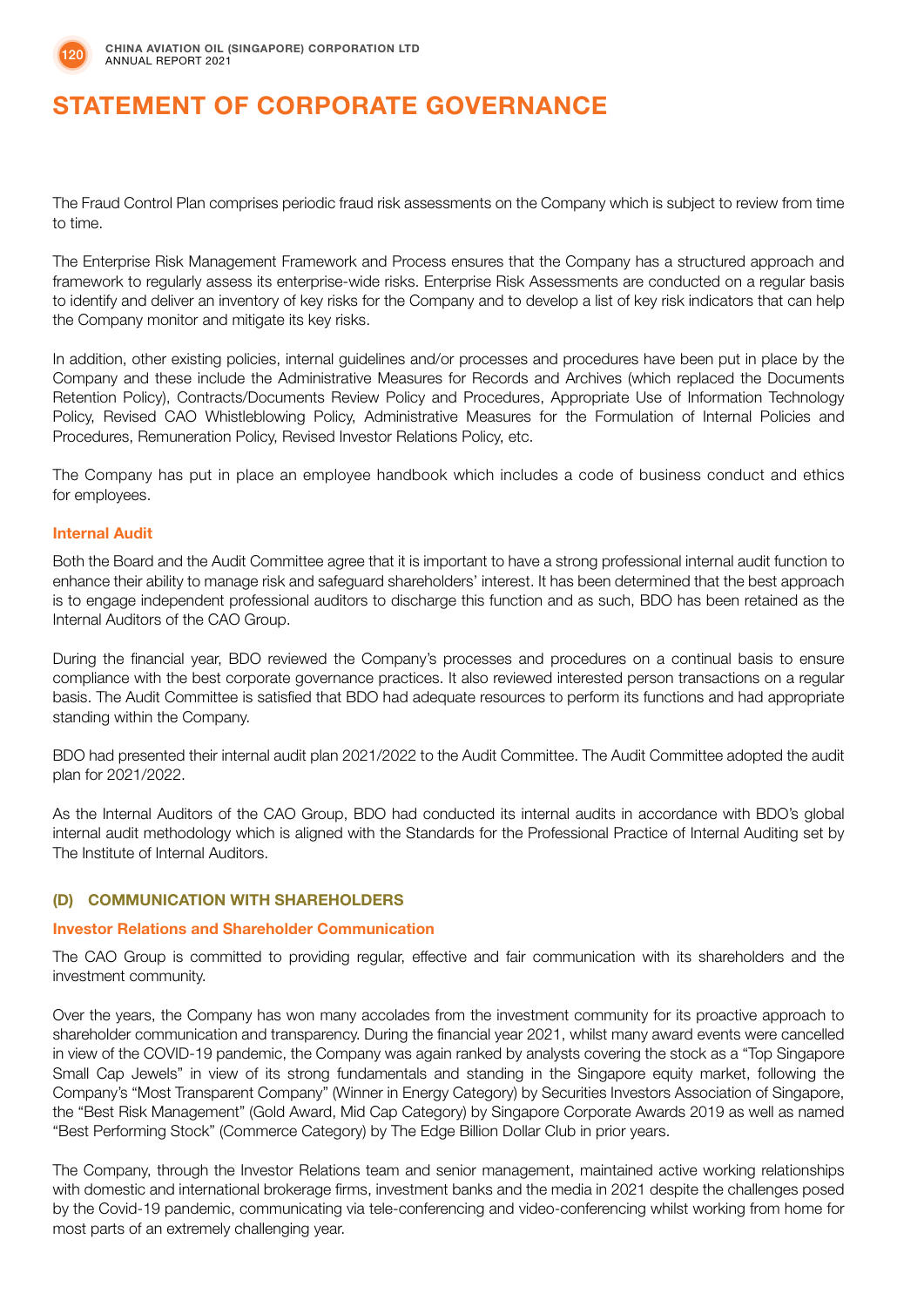# STATEMENT OF CORPORATE GOVERNANCE

The Fraud Control Plan comprises periodic fraud risk assessments on the Company which is subject to review from time to time.

The Enterprise Risk Management Framework and Process ensures that the Company has a structured approach and framework to regularly assess its enterprise-wide risks. Enterprise Risk Assessments are conducted on a regular basis to identify and deliver an inventory of key risks for the Company and to develop a list of key risk indicators that can help the Company monitor and mitigate its key risks.

In addition, other existing policies, internal guidelines and/or processes and procedures have been put in place by the Company and these include the Administrative Measures for Records and Archives (which replaced the Documents Retention Policy), Contracts/Documents Review Policy and Procedures, Appropriate Use of Information Technology Policy, Revised CAO Whistleblowing Policy, Administrative Measures for the Formulation of Internal Policies and Procedures, Remuneration Policy, Revised Investor Relations Policy, etc.

The Company has put in place an employee handbook which includes a code of business conduct and ethics for employees.

### Internal Audit

Both the Board and the Audit Committee agree that it is important to have a strong professional internal audit function to enhance their ability to manage risk and safeguard shareholders' interest. It has been determined that the best approach is to engage independent professional auditors to discharge this function and as such, BDO has been retained as the Internal Auditors of the CAO Group.

During the financial year, BDO reviewed the Company's processes and procedures on a continual basis to ensure compliance with the best corporate governance practices. It also reviewed interested person transactions on a regular basis. The Audit Committee is satisfied that BDO had adequate resources to perform its functions and had appropriate standing within the Company.

BDO had presented their internal audit plan 2021/2022 to the Audit Committee. The Audit Committee adopted the audit plan for 2021/2022.

As the Internal Auditors of the CAO Group, BDO had conducted its internal audits in accordance with BDO's global internal audit methodology which is aligned with the Standards for the Professional Practice of Internal Auditing set by The Institute of Internal Auditors.

## (D) COMMUNICATION WITH SHAREHOLDERS

### Investor Relations and Shareholder Communication

The CAO Group is committed to providing regular, effective and fair communication with its shareholders and the investment community.

Over the years, the Company has won many accolades from the investment community for its proactive approach to shareholder communication and transparency. During the financial year 2021, whilst many award events were cancelled in view of the COVID-19 pandemic, the Company was again ranked by analysts covering the stock as a "Top Singapore Small Cap Jewels" in view of its strong fundamentals and standing in the Singapore equity market, following the Company's "Most Transparent Company" (Winner in Energy Category) by Securities Investors Association of Singapore, the "Best Risk Management" (Gold Award, Mid Cap Category) by Singapore Corporate Awards 2019 as well as named "Best Performing Stock" (Commerce Category) by The Edge Billion Dollar Club in prior years.

The Company, through the Investor Relations team and senior management, maintained active working relationships with domestic and international brokerage firms, investment banks and the media in 2021 despite the challenges posed by the Covid-19 pandemic, communicating via tele-conferencing and video-conferencing whilst working from home for most parts of an extremely challenging year.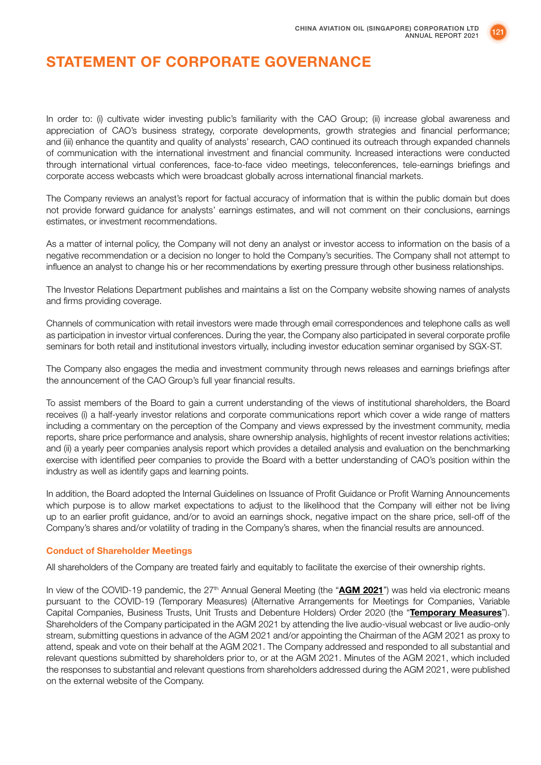# STATEMENT OF CORPORATE GOVERNANCE

In order to: (i) cultivate wider investing public's familiarity with the CAO Group; (ii) increase global awareness and appreciation of CAO's business strategy, corporate developments, growth strategies and financial performance; and (iii) enhance the quantity and quality of analysts' research, CAO continued its outreach through expanded channels of communication with the international investment and financial community. Increased interactions were conducted through international virtual conferences, face-to-face video meetings, teleconferences, tele-earnings briefings and corporate access webcasts which were broadcast globally across international financial markets.

The Company reviews an analyst's report for factual accuracy of information that is within the public domain but does not provide forward guidance for analysts' earnings estimates, and will not comment on their conclusions, earnings estimates, or investment recommendations.

As a matter of internal policy, the Company will not deny an analyst or investor access to information on the basis of a negative recommendation or a decision no longer to hold the Company's securities. The Company shall not attempt to influence an analyst to change his or her recommendations by exerting pressure through other business relationships.

The Investor Relations Department publishes and maintains a list on the Company website showing names of analysts and firms providing coverage.

Channels of communication with retail investors were made through email correspondences and telephone calls as well as participation in investor virtual conferences. During the year, the Company also participated in several corporate profile seminars for both retail and institutional investors virtually, including investor education seminar organised by SGX-ST.

The Company also engages the media and investment community through news releases and earnings briefings after the announcement of the CAO Group's full year financial results.

To assist members of the Board to gain a current understanding of the views of institutional shareholders, the Board receives (i) a half-yearly investor relations and corporate communications report which cover a wide range of matters including a commentary on the perception of the Company and views expressed by the investment community, media reports, share price performance and analysis, share ownership analysis, highlights of recent investor relations activities; and (ii) a yearly peer companies analysis report which provides a detailed analysis and evaluation on the benchmarking exercise with identified peer companies to provide the Board with a better understanding of CAO's position within the industry as well as identify gaps and learning points.

In addition, the Board adopted the Internal Guidelines on Issuance of Profit Guidance or Profit Warning Announcements which purpose is to allow market expectations to adjust to the likelihood that the Company will either not be living up to an earlier profit guidance, and/or to avoid an earnings shock, negative impact on the share price, sell-off of the Company's shares and/or volatility of trading in the Company's shares, when the financial results are announced.

### Conduct of Shareholder Meetings

All shareholders of the Company are treated fairly and equitably to facilitate the exercise of their ownership rights.

In view of the COVID-19 pandemic, the 27th Annual General Meeting (the "**AGM 2021**") was held via electronic means pursuant to the COVID-19 (Temporary Measures) (Alternative Arrangements for Meetings for Companies, Variable Capital Companies, Business Trusts, Unit Trusts and Debenture Holders) Order 2020 (the "**Temporary Measures**"). Shareholders of the Company participated in the AGM 2021 by attending the live audio-visual webcast or live audio-only stream, submitting questions in advance of the AGM 2021 and/or appointing the Chairman of the AGM 2021 as proxy to attend, speak and vote on their behalf at the AGM 2021. The Company addressed and responded to all substantial and relevant questions submitted by shareholders prior to, or at the AGM 2021. Minutes of the AGM 2021, which included the responses to substantial and relevant questions from shareholders addressed during the AGM 2021, were published on the external website of the Company.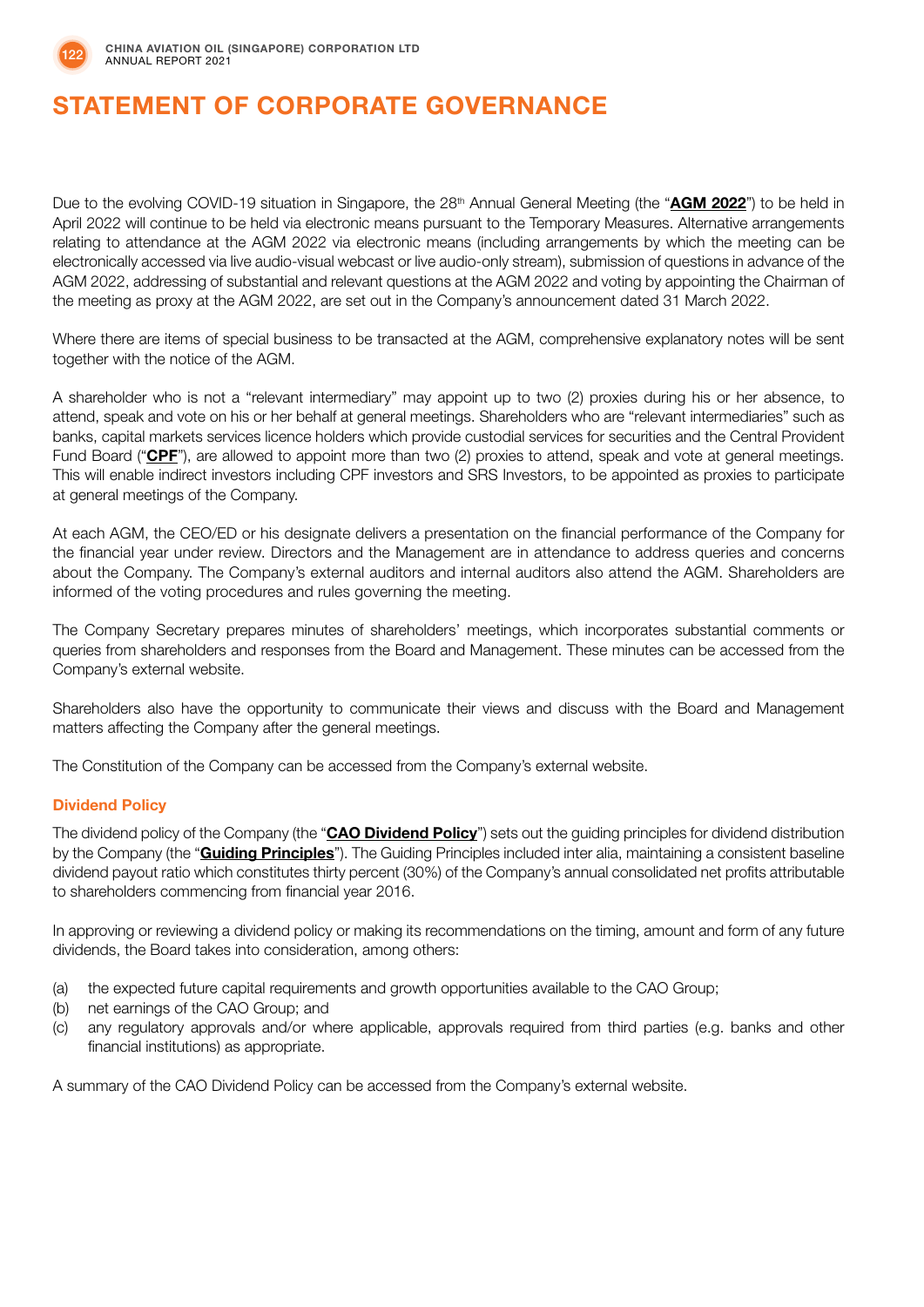# STATEMENT OF CORPORATE GOVERNANCE

Due to the evolving COVID-19 situation in Singapore, the 28th Annual General Meeting (the "**AGM 2022**") to be held in April 2022 will continue to be held via electronic means pursuant to the Temporary Measures. Alternative arrangements relating to attendance at the AGM 2022 via electronic means (including arrangements by which the meeting can be electronically accessed via live audio-visual webcast or live audio-only stream), submission of questions in advance of the AGM 2022, addressing of substantial and relevant questions at the AGM 2022 and voting by appointing the Chairman of the meeting as proxy at the AGM 2022, are set out in the Company's announcement dated 31 March 2022.

Where there are items of special business to be transacted at the AGM, comprehensive explanatory notes will be sent together with the notice of the AGM.

A shareholder who is not a "relevant intermediary" may appoint up to two (2) proxies during his or her absence, to attend, speak and vote on his or her behalf at general meetings. Shareholders who are "relevant intermediaries" such as banks, capital markets services licence holders which provide custodial services for securities and the Central Provident Fund Board ("**CPF**"), are allowed to appoint more than two (2) proxies to attend, speak and vote at general meetings. This will enable indirect investors including CPF investors and SRS Investors, to be appointed as proxies to participate at general meetings of the Company.

At each AGM, the CEO/ED or his designate delivers a presentation on the financial performance of the Company for the financial year under review. Directors and the Management are in attendance to address queries and concerns about the Company. The Company's external auditors and internal auditors also attend the AGM. Shareholders are informed of the voting procedures and rules governing the meeting.

The Company Secretary prepares minutes of shareholders' meetings, which incorporates substantial comments or queries from shareholders and responses from the Board and Management. These minutes can be accessed from the Company's external website.

Shareholders also have the opportunity to communicate their views and discuss with the Board and Management matters affecting the Company after the general meetings.

The Constitution of the Company can be accessed from the Company's external website.

### Dividend Policy

The dividend policy of the Company (the "**CAO Dividend Policy**") sets out the guiding principles for dividend distribution by the Company (the "**Guiding Principles**"). The Guiding Principles included inter alia, maintaining a consistent baseline dividend payout ratio which constitutes thirty percent (30%) of the Company's annual consolidated net profits attributable to shareholders commencing from financial year 2016.

In approving or reviewing a dividend policy or making its recommendations on the timing, amount and form of any future dividends, the Board takes into consideration, among others:

(a) the expected future capital requirements and growth opportunities available to the CAO Group;
(b) net earnings of the CAO Group; and
(c) any regulatory approvals and/or where applicable, approvals required from third parties (e.g. banks and other financial institutions) as appropriate.

A summary of the CAO Dividend Policy can be accessed from the Company's external website.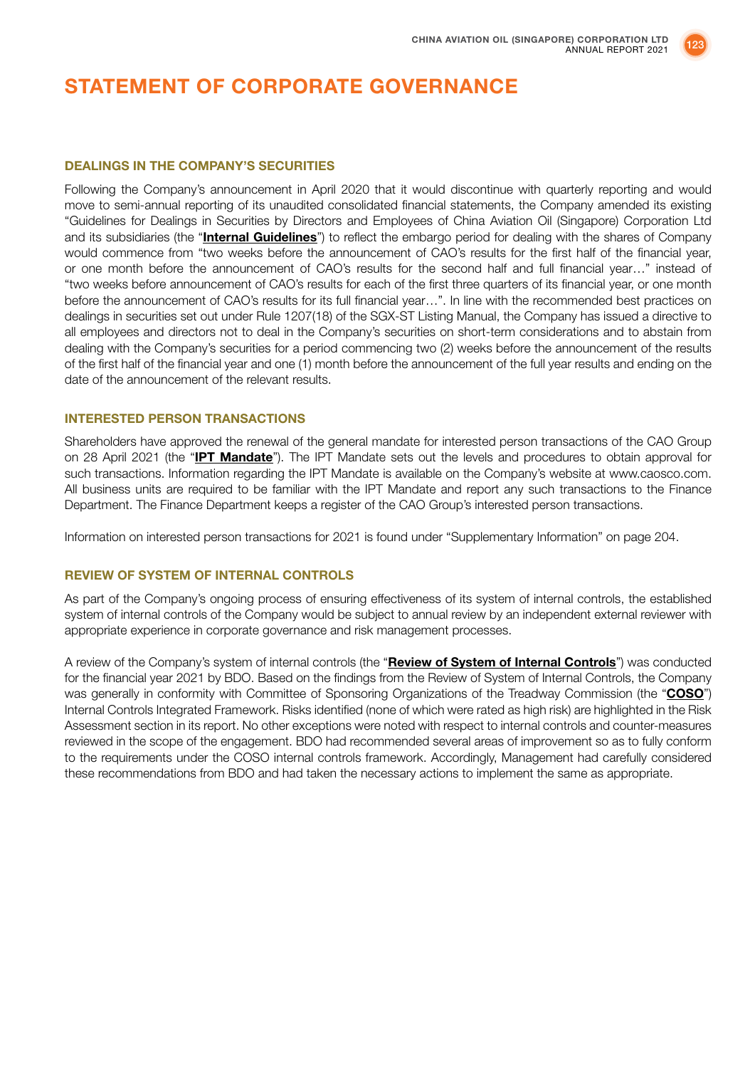# STATEMENT OF CORPORATE GOVERNANCE

### DEALINGS IN THE COMPANY'S SECURITIES

Following the Company's announcement in April 2020 that it would discontinue with quarterly reporting and would move to semi-annual reporting of its unaudited consolidated financial statements, the Company amended its existing "Guidelines for Dealings in Securities by Directors and Employees of China Aviation Oil (Singapore) Corporation Ltd and its subsidiaries (the "**Internal Guidelines**") to reflect the embargo period for dealing with the shares of Company would commence from "two weeks before the announcement of CAO's results for the first half of the financial year, or one month before the announcement of CAO's results for the second half and full financial year…" instead of "two weeks before announcement of CAO's results for each of the first three quarters of its financial year, or one month before the announcement of CAO's results for its full financial year…". In line with the recommended best practices on dealings in securities set out under Rule 1207(18) of the SGX-ST Listing Manual, the Company has issued a directive to all employees and directors not to deal in the Company's securities on short-term considerations and to abstain from dealing with the Company's securities for a period commencing two (2) weeks before the announcement of the results of the first half of the financial year and one (1) month before the announcement of the full year results and ending on the date of the announcement of the relevant results.

### INTERESTED PERSON TRANSACTIONS

Shareholders have approved the renewal of the general mandate for interested person transactions of the CAO Group on 28 April 2021 (the "**IPT Mandate**"). The IPT Mandate sets out the levels and procedures to obtain approval for such transactions. Information regarding the IPT Mandate is available on the Company's website at www.caosco.com. All business units are required to be familiar with the IPT Mandate and report any such transactions to the Finance Department. The Finance Department keeps a register of the CAO Group's interested person transactions.

Information on interested person transactions for 2021 is found under "Supplementary Information" on page 204.

### REVIEW OF SYSTEM OF INTERNAL CONTROLS

As part of the Company's ongoing process of ensuring effectiveness of its system of internal controls, the established system of internal controls of the Company would be subject to annual review by an independent external reviewer with appropriate experience in corporate governance and risk management processes.

A review of the Company's system of internal controls (the "**Review of System of Internal Controls**") was conducted for the financial year 2021 by BDO. Based on the findings from the Review of System of Internal Controls, the Company was generally in conformity with Committee of Sponsoring Organizations of the Treadway Commission (the "**COSO**") Internal Controls Integrated Framework. Risks identified (none of which were rated as high risk) are highlighted in the Risk Assessment section in its report. No other exceptions were noted with respect to internal controls and counter-measures reviewed in the scope of the engagement. BDO had recommended several areas of improvement so as to fully conform to the requirements under the COSO internal controls framework. Accordingly, Management had carefully considered these recommendations from BDO and had taken the necessary actions to implement the same as appropriate.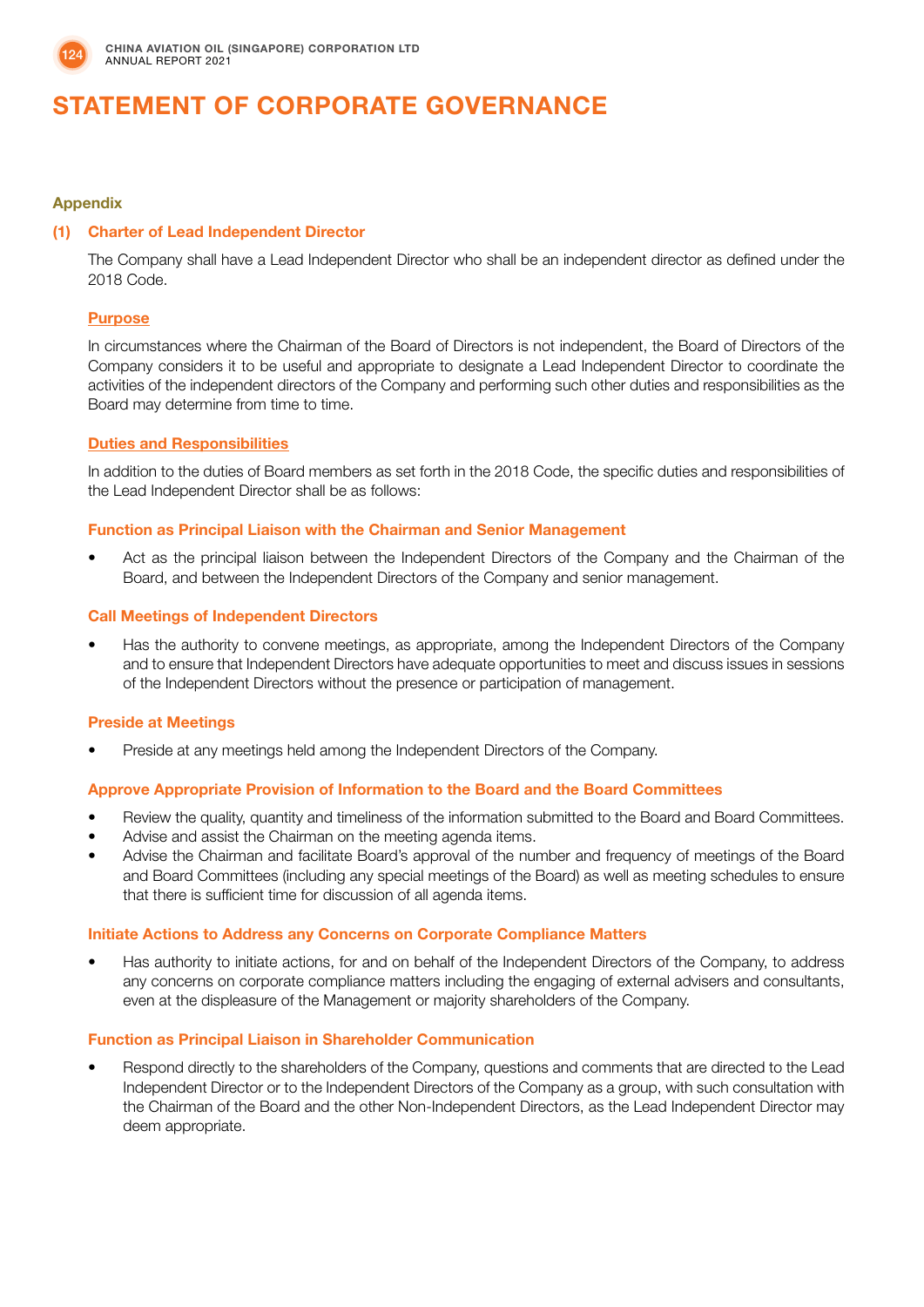# STATEMENT OF CORPORATE GOVERNANCE

## Appendix

### (1) Charter of Lead Independent Director

The Company shall have a Lead Independent Director who shall be an independent director as defined under the 2018 Code.

#### Purpose

In circumstances where the Chairman of the Board of Directors is not independent, the Board of Directors of the Company considers it to be useful and appropriate to designate a Lead Independent Director to coordinate the activities of the independent directors of the Company and performing such other duties and responsibilities as the Board may determine from time to time.

#### Duties and Responsibilities

In addition to the duties of Board members as set forth in the 2018 Code, the specific duties and responsibilities of the Lead Independent Director shall be as follows:

**Function as Principal Liaison with the Chairman and Senior Management**

- Act as the principal liaison between the Independent Directors of the Company and the Chairman of the Board, and between the Independent Directors of the Company and senior management.

**Call Meetings of Independent Directors**

- Has the authority to convene meetings, as appropriate, among the Independent Directors of the Company and to ensure that Independent Directors have adequate opportunities to meet and discuss issues in sessions of the Independent Directors without the presence or participation of management.

**Preside at Meetings**

- Preside at any meetings held among the Independent Directors of the Company.

**Approve Appropriate Provision of Information to the Board and the Board Committees**

- Review the quality, quantity and timeliness of the information submitted to the Board and Board Committees.
- Advise and assist the Chairman on the meeting agenda items.
- Advise the Chairman and facilitate Board's approval of the number and frequency of meetings of the Board and Board Committees (including any special meetings of the Board) as well as meeting schedules to ensure that there is sufficient time for discussion of all agenda items.

**Initiate Actions to Address any Concerns on Corporate Compliance Matters**

- Has authority to initiate actions, for and on behalf of the Independent Directors of the Company, to address any concerns on corporate compliance matters including the engaging of external advisers and consultants, even at the displeasure of the Management or majority shareholders of the Company.

**Function as Principal Liaison in Shareholder Communication**

- Respond directly to the shareholders of the Company, questions and comments that are directed to the Lead Independent Director or to the Independent Directors of the Company as a group, with such consultation with the Chairman of the Board and the other Non-Independent Directors, as the Lead Independent Director may deem appropriate.